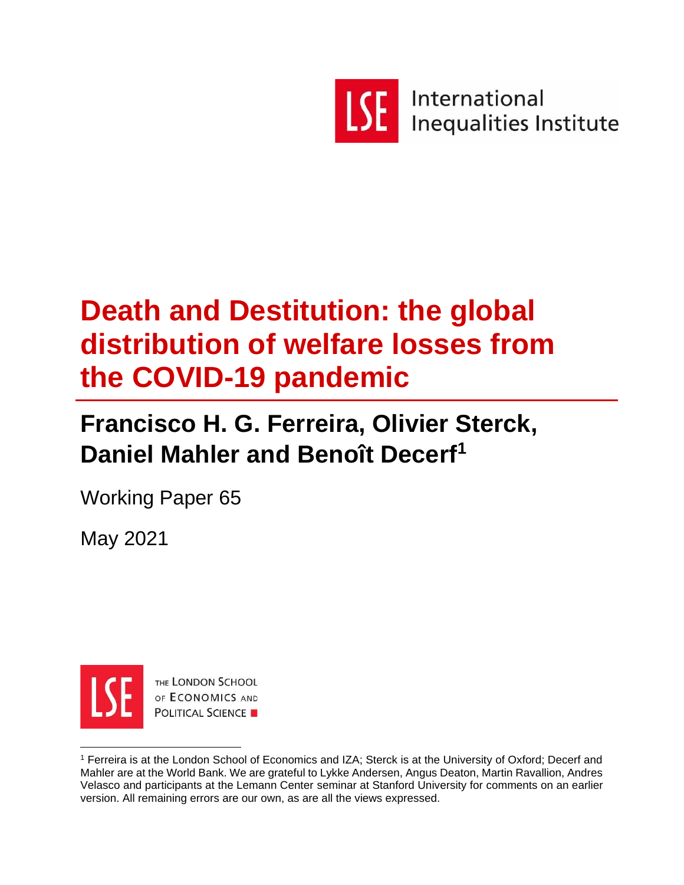LSE International Inequalities Institute

# Death and Destitution: the global distribution of welfare losses from the COVID-19 pandemic

## Francisco H. G. Ferreira, Olivier Sterck, Daniel Mahler and Benoît Decerf[1]

Working Paper 65

May 2021

THE LONDON SCHOOL OF ECONOMICS AND POLITICAL SCIENCE

[1] Ferreira is at the London School of Economics and IZA; Sterck is at the University of Oxford; Decerf and Mahler are at the World Bank. We are grateful to Lykke Andersen, Angus Deaton, Martin Ravallion, Andres Velasco and participants at the Lemann Center seminar at Stanford University for comments on an earlier version. All remaining errors are our own, as are all the views expressed.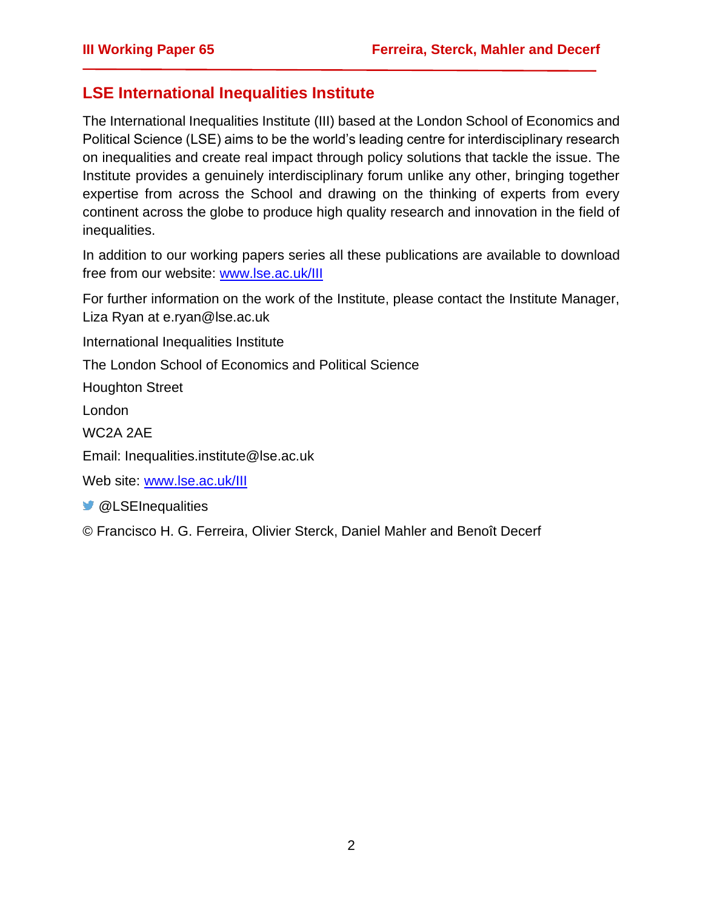## LSE International Inequalities Institute

The International Inequalities Institute (III) based at the London School of Economics and Political Science (LSE) aims to be the world's leading centre for interdisciplinary research on inequalities and create real impact through policy solutions that tackle the issue. The Institute provides a genuinely interdisciplinary forum unlike any other, bringing together expertise from across the School and drawing on the thinking of experts from every continent across the globe to produce high quality research and innovation in the field of inequalities.

In addition to our working papers series all these publications are available to download free from our website: www.lse.ac.uk/III

For further information on the work of the Institute, please contact the Institute Manager, Liza Ryan at e.ryan@lse.ac.uk

International Inequalities Institute

The London School of Economics and Political Science

Houghton Street

London

WC2A 2AE

Email: Inequalities.institute@lse.ac.uk

Web site: www.lse.ac.uk/III

@LSEInequalities

© Francisco H. G. Ferreira, Olivier Sterck, Daniel Mahler and Benoît Decerf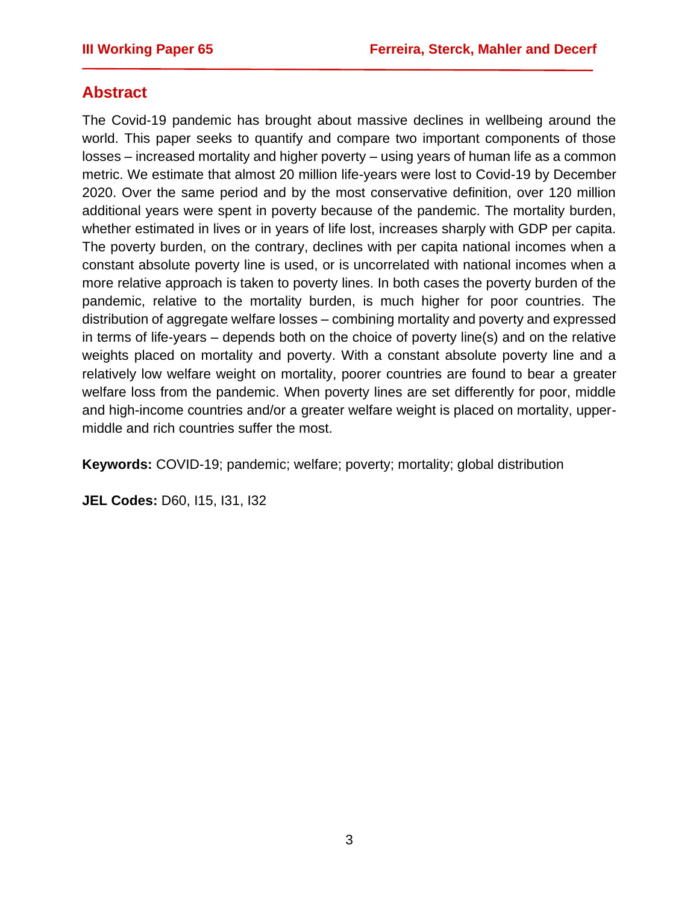## Abstract

The Covid-19 pandemic has brought about massive declines in wellbeing around the world. This paper seeks to quantify and compare two important components of those losses – increased mortality and higher poverty – using years of human life as a common metric. We estimate that almost 20 million life-years were lost to Covid-19 by December 2020. Over the same period and by the most conservative definition, over 120 million additional years were spent in poverty because of the pandemic. The mortality burden, whether estimated in lives or in years of life lost, increases sharply with GDP per capita. The poverty burden, on the contrary, declines with per capita national incomes when a constant absolute poverty line is used, or is uncorrelated with national incomes when a more relative approach is taken to poverty lines. In both cases the poverty burden of the pandemic, relative to the mortality burden, is much higher for poor countries. The distribution of aggregate welfare losses – combining mortality and poverty and expressed in terms of life-years – depends both on the choice of poverty line(s) and on the relative weights placed on mortality and poverty. With a constant absolute poverty line and a relatively low welfare weight on mortality, poorer countries are found to bear a greater welfare loss from the pandemic. When poverty lines are set differently for poor, middle and high-income countries and/or a greater welfare weight is placed on mortality, upper-middle and rich countries suffer the most.

**Keywords:** COVID-19; pandemic; welfare; poverty; mortality; global distribution

**JEL Codes:** D60, I15, I31, I32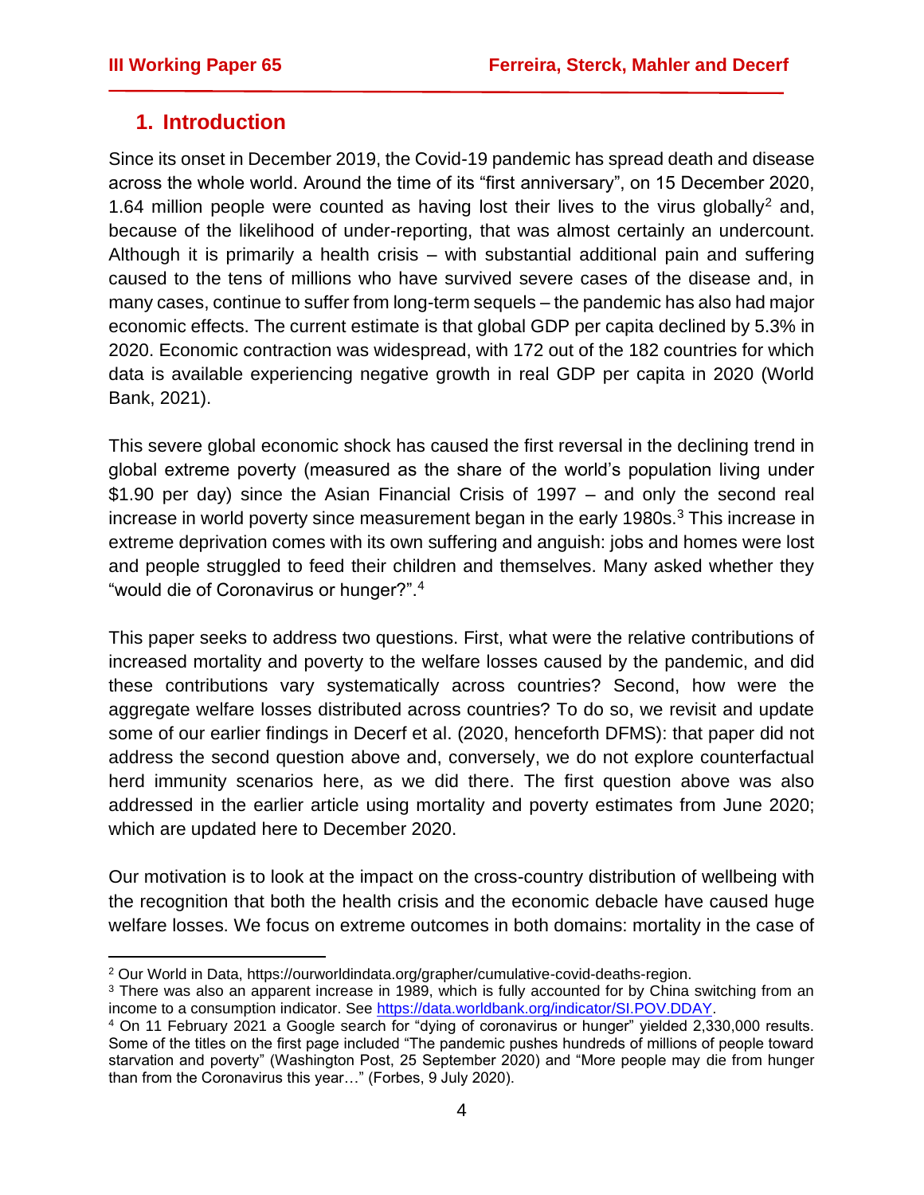## 1. Introduction

Since its onset in December 2019, the Covid-19 pandemic has spread death and disease across the whole world. Around the time of its "first anniversary", on 15 December 2020, 1.64 million people were counted as having lost their lives to the virus globally[2] and, because of the likelihood of under-reporting, that was almost certainly an undercount. Although it is primarily a health crisis – with substantial additional pain and suffering caused to the tens of millions who have survived severe cases of the disease and, in many cases, continue to suffer from long-term sequels – the pandemic has also had major economic effects. The current estimate is that global GDP per capita declined by 5.3% in 2020. Economic contraction was widespread, with 172 out of the 182 countries for which data is available experiencing negative growth in real GDP per capita in 2020 (World Bank, 2021).

This severe global economic shock has caused the first reversal in the declining trend in global extreme poverty (measured as the share of the world's population living under \$1.90 per day) since the Asian Financial Crisis of 1997 – and only the second real increase in world poverty since measurement began in the early 1980s.[3] This increase in extreme deprivation comes with its own suffering and anguish: jobs and homes were lost and people struggled to feed their children and themselves. Many asked whether they "would die of Coronavirus or hunger?".[4]

This paper seeks to address two questions. First, what were the relative contributions of increased mortality and poverty to the welfare losses caused by the pandemic, and did these contributions vary systematically across countries? Second, how were the aggregate welfare losses distributed across countries? To do so, we revisit and update some of our earlier findings in Decerf et al. (2020, henceforth DFMS): that paper did not address the second question above and, conversely, we do not explore counterfactual herd immunity scenarios here, as we did there. The first question above was also addressed in the earlier article using mortality and poverty estimates from June 2020; which are updated here to December 2020.

Our motivation is to look at the impact on the cross-country distribution of wellbeing with the recognition that both the health crisis and the economic debacle have caused huge welfare losses. We focus on extreme outcomes in both domains: mortality in the case of

---

[2] Our World in Data, https://ourworldindata.org/grapher/cumulative-covid-deaths-region.

[3] There was also an apparent increase in 1989, which is fully accounted for by China switching from an income to a consumption indicator. See https://data.worldbank.org/indicator/SI.POV.DDAY.

[4] On 11 February 2021 a Google search for "dying of coronavirus or hunger" yielded 2,330,000 results. Some of the titles on the first page included "The pandemic pushes hundreds of millions of people toward starvation and poverty" (Washington Post, 25 September 2020) and "More people may die from hunger than from the Coronavirus this year…" (Forbes, 9 July 2020).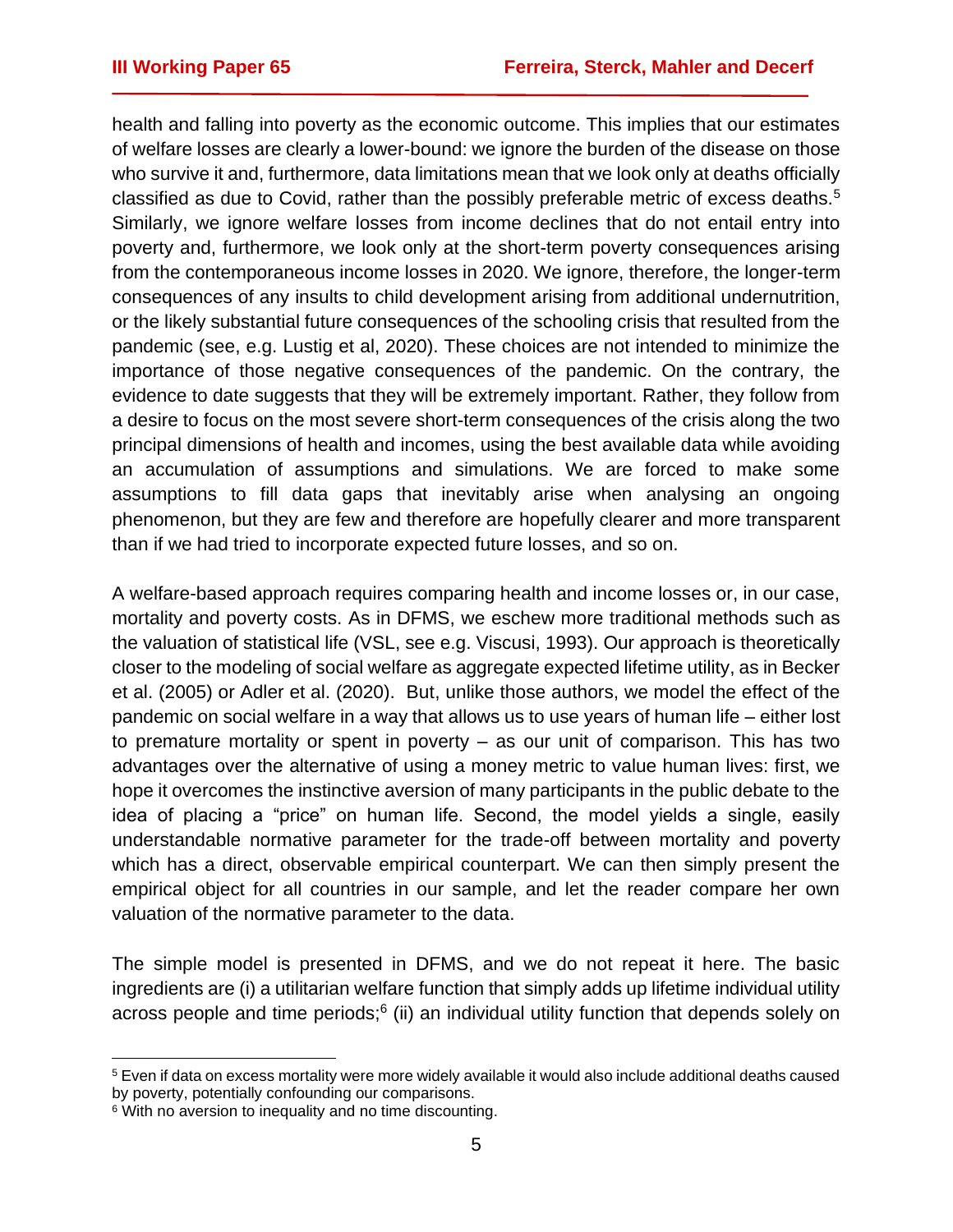health and falling into poverty as the economic outcome. This implies that our estimates of welfare losses are clearly a lower-bound: we ignore the burden of the disease on those who survive it and, furthermore, data limitations mean that we look only at deaths officially classified as due to Covid, rather than the possibly preferable metric of excess deaths.[5] Similarly, we ignore welfare losses from income declines that do not entail entry into poverty and, furthermore, we look only at the short-term poverty consequences arising from the contemporaneous income losses in 2020. We ignore, therefore, the longer-term consequences of any insults to child development arising from additional undernutrition, or the likely substantial future consequences of the schooling crisis that resulted from the pandemic (see, e.g. Lustig et al, 2020). These choices are not intended to minimize the importance of those negative consequences of the pandemic. On the contrary, the evidence to date suggests that they will be extremely important. Rather, they follow from a desire to focus on the most severe short-term consequences of the crisis along the two principal dimensions of health and incomes, using the best available data while avoiding an accumulation of assumptions and simulations. We are forced to make some assumptions to fill data gaps that inevitably arise when analysing an ongoing phenomenon, but they are few and therefore are hopefully clearer and more transparent than if we had tried to incorporate expected future losses, and so on.

A welfare-based approach requires comparing health and income losses or, in our case, mortality and poverty costs. As in DFMS, we eschew more traditional methods such as the valuation of statistical life (VSL, see e.g. Viscusi, 1993). Our approach is theoretically closer to the modeling of social welfare as aggregate expected lifetime utility, as in Becker et al. (2005) or Adler et al. (2020). But, unlike those authors, we model the effect of the pandemic on social welfare in a way that allows us to use years of human life – either lost to premature mortality or spent in poverty – as our unit of comparison. This has two advantages over the alternative of using a money metric to value human lives: first, we hope it overcomes the instinctive aversion of many participants in the public debate to the idea of placing a "price" on human life. Second, the model yields a single, easily understandable normative parameter for the trade-off between mortality and poverty which has a direct, observable empirical counterpart. We can then simply present the empirical object for all countries in our sample, and let the reader compare her own valuation of the normative parameter to the data.

The simple model is presented in DFMS, and we do not repeat it here. The basic ingredients are (i) a utilitarian welfare function that simply adds up lifetime individual utility across people and time periods;[6] (ii) an individual utility function that depends solely on

---

[5] Even if data on excess mortality were more widely available it would also include additional deaths caused by poverty, potentially confounding our comparisons.

[6] With no aversion to inequality and no time discounting.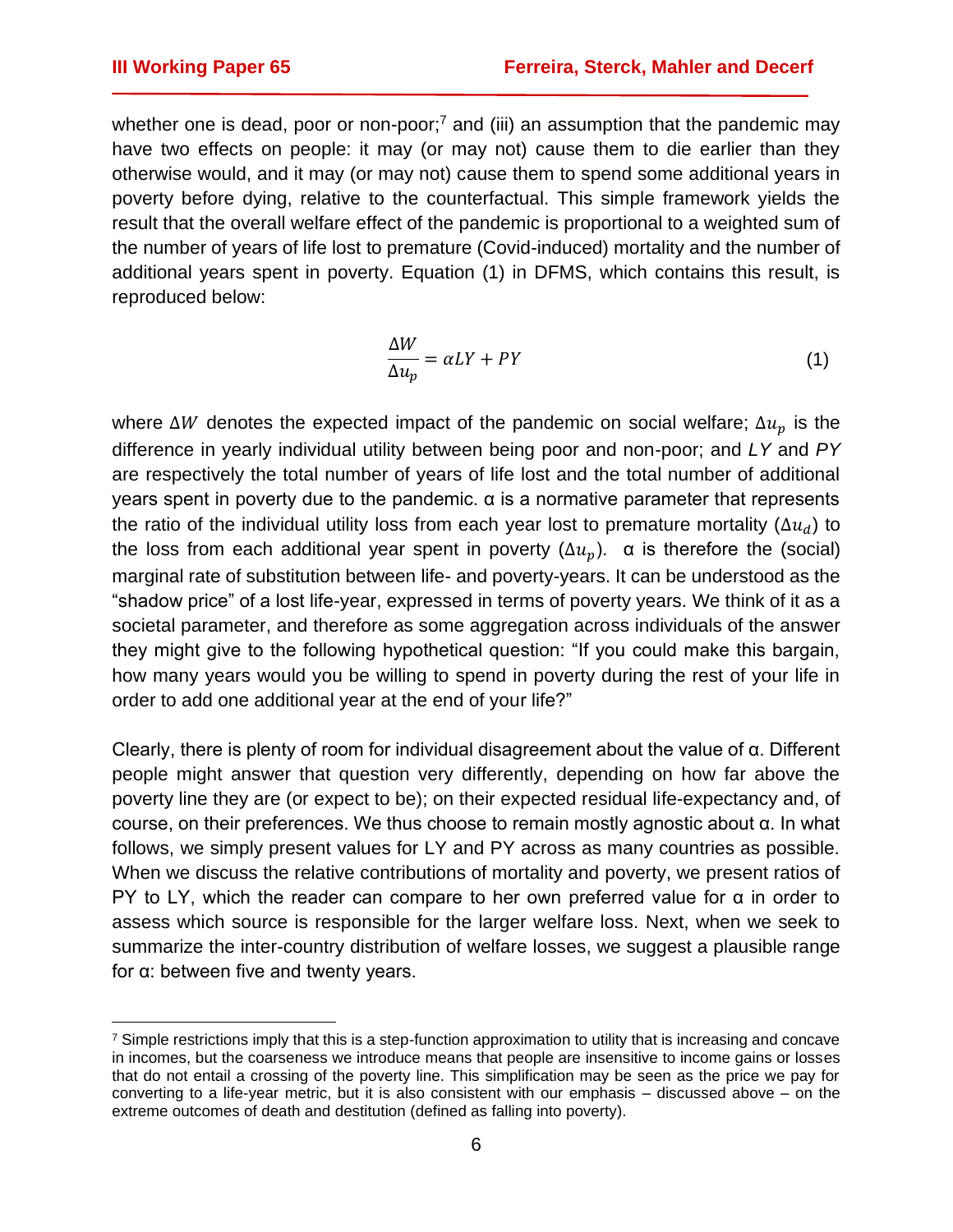whether one is dead, poor or non-poor;[7] and (iii) an assumption that the pandemic may have two effects on people: it may (or may not) cause them to die earlier than they otherwise would, and it may (or may not) cause them to spend some additional years in poverty before dying, relative to the counterfactual. This simple framework yields the result that the overall welfare effect of the pandemic is proportional to a weighted sum of the number of years of life lost to premature (Covid-induced) mortality and the number of additional years spent in poverty. Equation (1) in DFMS, which contains this result, is reproduced below:

$$\frac{\Delta W}{\Delta u_p} = \alpha LY + PY \tag{1}$$

where $\Delta W$ denotes the expected impact of the pandemic on social welfare; $\Delta u_p$ is the difference in yearly individual utility between being poor and non-poor; and $LY$ and $PY$ are respectively the total number of years of life lost and the total number of additional years spent in poverty due to the pandemic. α is a normative parameter that represents the ratio of the individual utility loss from each year lost to premature mortality ($\Delta u_d$) to the loss from each additional year spent in poverty ($\Delta u_p$). α is therefore the (social) marginal rate of substitution between life- and poverty-years. It can be understood as the "shadow price" of a lost life-year, expressed in terms of poverty years. We think of it as a societal parameter, and therefore as some aggregation across individuals of the answer they might give to the following hypothetical question: "If you could make this bargain, how many years would you be willing to spend in poverty during the rest of your life in order to add one additional year at the end of your life?"

Clearly, there is plenty of room for individual disagreement about the value of α. Different people might answer that question very differently, depending on how far above the poverty line they are (or expect to be); on their expected residual life-expectancy and, of course, on their preferences. We thus choose to remain mostly agnostic about α. In what follows, we simply present values for LY and PY across as many countries as possible. When we discuss the relative contributions of mortality and poverty, we present ratios of PY to LY, which the reader can compare to her own preferred value for α in order to assess which source is responsible for the larger welfare loss. Next, when we seek to summarize the inter-country distribution of welfare losses, we suggest a plausible range for α: between five and twenty years.

[7] Simple restrictions imply that this is a step-function approximation to utility that is increasing and concave in incomes, but the coarseness we introduce means that people are insensitive to income gains or losses that do not entail a crossing of the poverty line. This simplification may be seen as the price we pay for converting to a life-year metric, but it is also consistent with our emphasis – discussed above – on the extreme outcomes of death and destitution (defined as falling into poverty).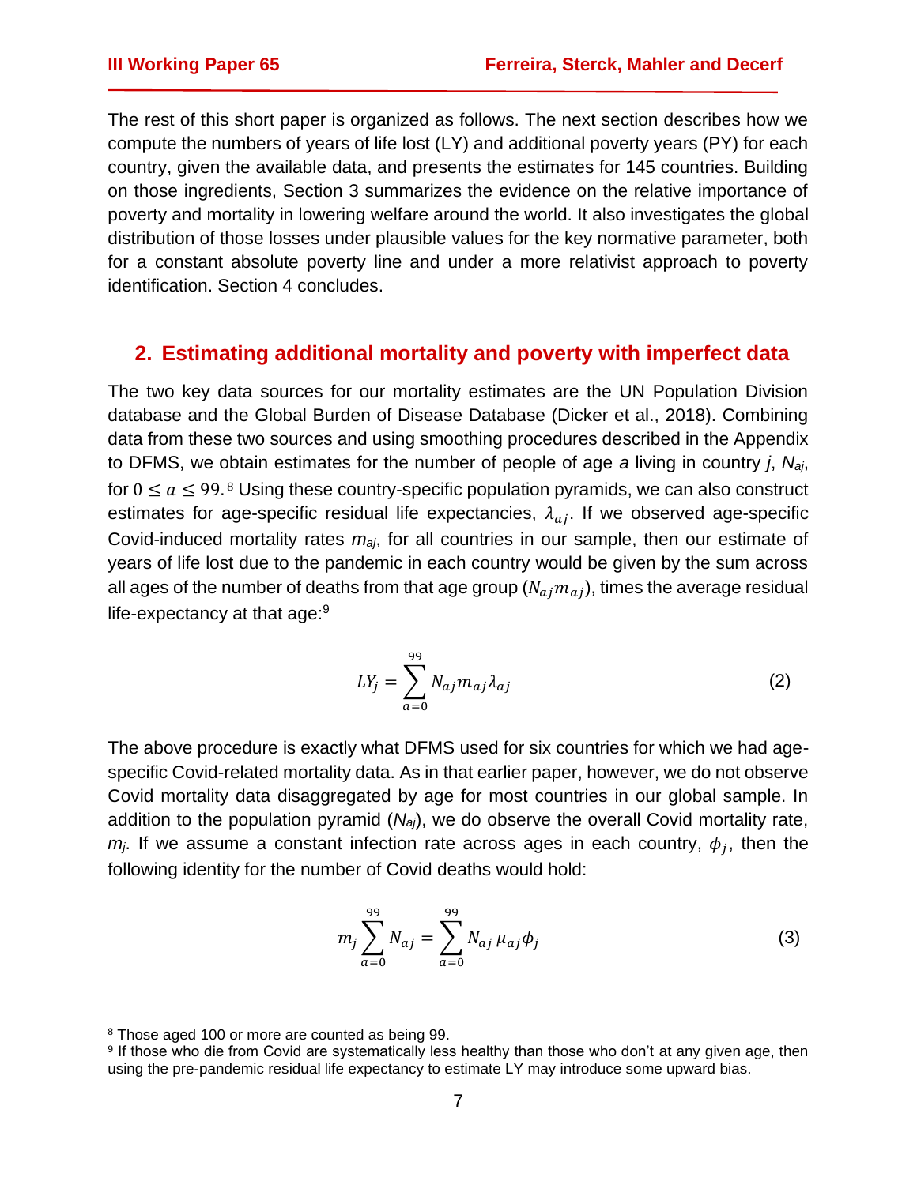The rest of this short paper is organized as follows. The next section describes how we compute the numbers of years of life lost (LY) and additional poverty years (PY) for each country, given the available data, and presents the estimates for 145 countries. Building on those ingredients, Section 3 summarizes the evidence on the relative importance of poverty and mortality in lowering welfare around the world. It also investigates the global distribution of those losses under plausible values for the key normative parameter, both for a constant absolute poverty line and under a more relativist approach to poverty identification. Section 4 concludes.

## 2. Estimating additional mortality and poverty with imperfect data

The two key data sources for our mortality estimates are the UN Population Division database and the Global Burden of Disease Database (Dicker et al., 2018). Combining data from these two sources and using smoothing procedures described in the Appendix to DFMS, we obtain estimates for the number of people of age *a* living in country *j*, $N_{aj}$, for $0 \leq a \leq 99$.[8] Using these country-specific population pyramids, we can also construct estimates for age-specific residual life expectancies, $\lambda_{aj}$. If we observed age-specific Covid-induced mortality rates $m_{aj}$, for all countries in our sample, then our estimate of years of life lost due to the pandemic in each country would be given by the sum across all ages of the number of deaths from that age group ($N_{aj}m_{aj}$), times the average residual life-expectancy at that age:[9]

$$LY_j = \sum_{a=0}^{99} N_{aj} m_{aj} \lambda_{aj} \tag{2}$$

The above procedure is exactly what DFMS used for six countries for which we had age-specific Covid-related mortality data. As in that earlier paper, however, we do not observe Covid mortality data disaggregated by age for most countries in our global sample. In addition to the population pyramid ($N_{aj}$), we do observe the overall Covid mortality rate, $m_j$. If we assume a constant infection rate across ages in each country, $\phi_j$, then the following identity for the number of Covid deaths would hold:

$$m_j \sum_{a=0}^{99} N_{aj} = \sum_{a=0}^{99} N_{aj}\, \mu_{aj} \phi_j \tag{3}$$

---

[8] Those aged 100 or more are counted as being 99.

[9] If those who die from Covid are systematically less healthy than those who don't at any given age, then using the pre-pandemic residual life expectancy to estimate LY may introduce some upward bias.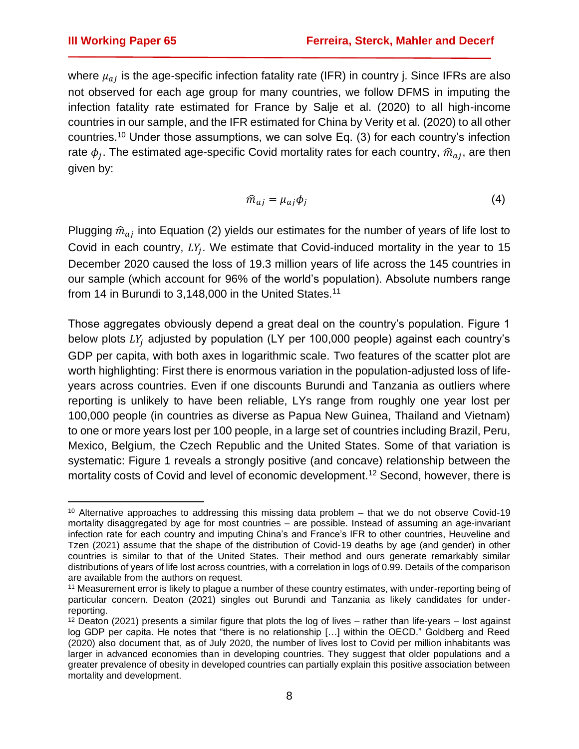where $\mu_{aj}$ is the age-specific infection fatality rate (IFR) in country j. Since IFRs are also not observed for each age group for many countries, we follow DFMS in imputing the infection fatality rate estimated for France by Salje et al. (2020) to all high-income countries in our sample, and the IFR estimated for China by Verity et al. (2020) to all other countries.[10] Under those assumptions, we can solve Eq. (3) for each country's infection rate $\phi_j$. The estimated age-specific Covid mortality rates for each country, $\widehat{m}_{aj}$, are then given by:

$$\widehat{m}_{aj} = \mu_{aj}\phi_j \tag{4}$$

Plugging $\widehat{m}_{aj}$ into Equation (2) yields our estimates for the number of years of life lost to Covid in each country, $LY_j$. We estimate that Covid-induced mortality in the year to 15 December 2020 caused the loss of 19.3 million years of life across the 145 countries in our sample (which account for 96% of the world's population). Absolute numbers range from 14 in Burundi to 3,148,000 in the United States.[11]

Those aggregates obviously depend a great deal on the country's population. Figure 1 below plots $LY_j$ adjusted by population (LY per 100,000 people) against each country's GDP per capita, with both axes in logarithmic scale. Two features of the scatter plot are worth highlighting: First there is enormous variation in the population-adjusted loss of life-years across countries. Even if one discounts Burundi and Tanzania as outliers where reporting is unlikely to have been reliable, LYs range from roughly one year lost per 100,000 people (in countries as diverse as Papua New Guinea, Thailand and Vietnam) to one or more years lost per 100 people, in a large set of countries including Brazil, Peru, Mexico, Belgium, the Czech Republic and the United States. Some of that variation is systematic: Figure 1 reveals a strongly positive (and concave) relationship between the mortality costs of Covid and level of economic development.[12] Second, however, there is

---

[10] Alternative approaches to addressing this missing data problem – that we do not observe Covid-19 mortality disaggregated by age for most countries – are possible. Instead of assuming an age-invariant infection rate for each country and imputing China's and France's IFR to other countries, Heuveline and Tzen (2021) assume that the shape of the distribution of Covid-19 deaths by age (and gender) in other countries is similar to that of the United States. Their method and ours generate remarkably similar distributions of years of life lost across countries, with a correlation in logs of 0.99. Details of the comparison are available from the authors on request.

[11] Measurement error is likely to plague a number of these country estimates, with under-reporting being of particular concern. Deaton (2021) singles out Burundi and Tanzania as likely candidates for under-reporting.

[12] Deaton (2021) presents a similar figure that plots the log of lives – rather than life-years – lost against log GDP per capita. He notes that "there is no relationship […] within the OECD." Goldberg and Reed (2020) also document that, as of July 2020, the number of lives lost to Covid per million inhabitants was larger in advanced economies than in developing countries. They suggest that older populations and a greater prevalence of obesity in developed countries can partially explain this positive association between mortality and development.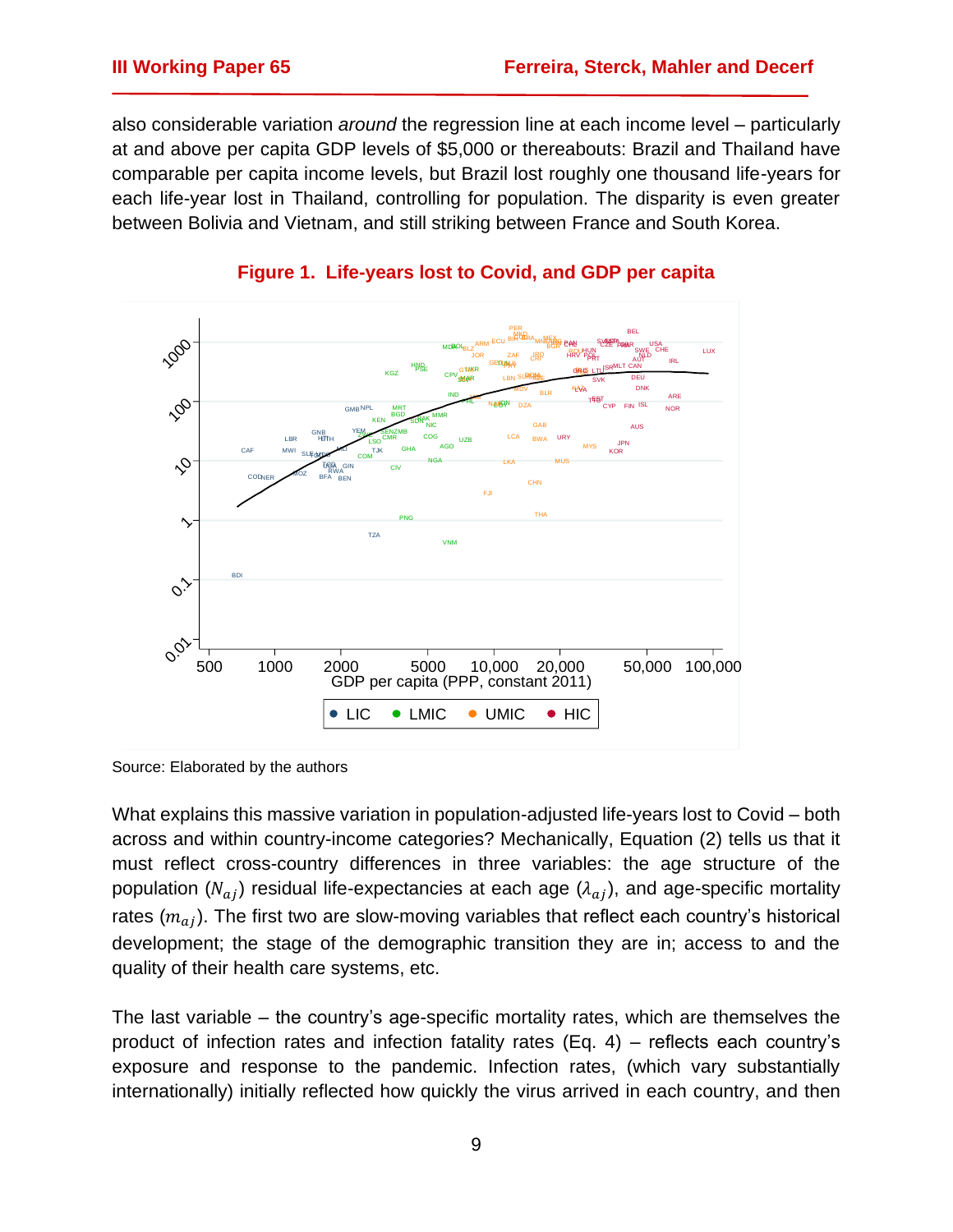also considerable variation *around* the regression line at each income level – particularly at and above per capita GDP levels of $5,000 or thereabouts: Brazil and Thailand have comparable per capita income levels, but Brazil lost roughly one thousand life-years for each life-year lost in Thailand, controlling for population. The disparity is even greater between Bolivia and Vietnam, and still striking between France and South Korea.

**Figure 1. Life-years lost to Covid, and GDP per capita**

Source: Elaborated by the authors

What explains this massive variation in population-adjusted life-years lost to Covid – both across and within country-income categories? Mechanically, Equation (2) tells us that it must reflect cross-country differences in three variables: the age structure of the population ($N_{aj}$) residual life-expectancies at each age ($\lambda_{aj}$), and age-specific mortality rates ($m_{aj}$). The first two are slow-moving variables that reflect each country's historical development; the stage of the demographic transition they are in; access to and the quality of their health care systems, etc.

The last variable – the country's age-specific mortality rates, which are themselves the product of infection rates and infection fatality rates (Eq. 4) – reflects each country's exposure and response to the pandemic. Infection rates, (which vary substantially internationally) initially reflected how quickly the virus arrived in each country, and then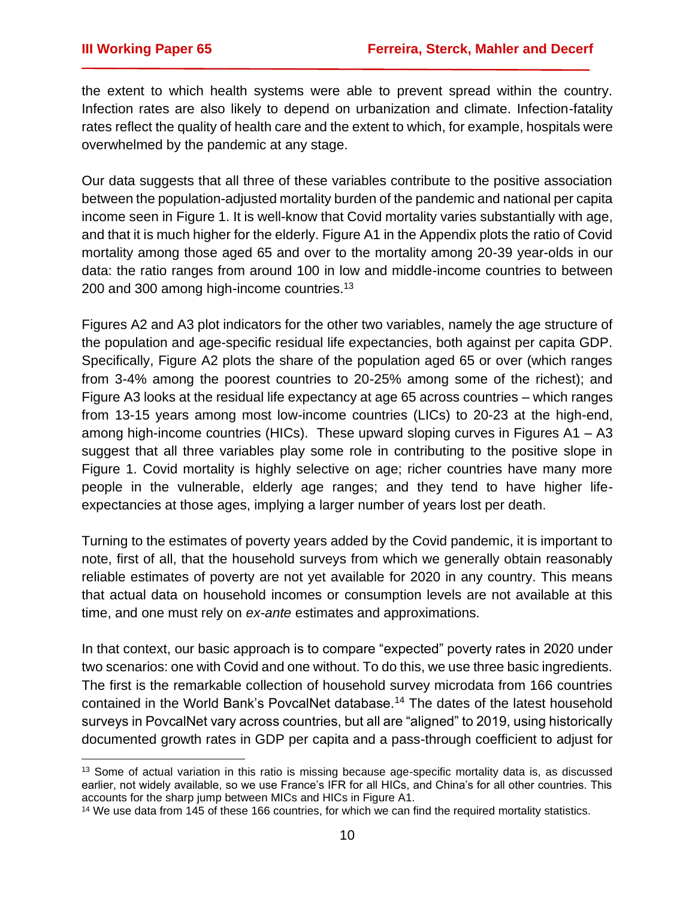the extent to which health systems were able to prevent spread within the country. Infection rates are also likely to depend on urbanization and climate. Infection-fatality rates reflect the quality of health care and the extent to which, for example, hospitals were overwhelmed by the pandemic at any stage.

Our data suggests that all three of these variables contribute to the positive association between the population-adjusted mortality burden of the pandemic and national per capita income seen in Figure 1. It is well-know that Covid mortality varies substantially with age, and that it is much higher for the elderly. Figure A1 in the Appendix plots the ratio of Covid mortality among those aged 65 and over to the mortality among 20-39 year-olds in our data: the ratio ranges from around 100 in low and middle-income countries to between 200 and 300 among high-income countries.[13]

Figures A2 and A3 plot indicators for the other two variables, namely the age structure of the population and age-specific residual life expectancies, both against per capita GDP. Specifically, Figure A2 plots the share of the population aged 65 or over (which ranges from 3-4% among the poorest countries to 20-25% among some of the richest); and Figure A3 looks at the residual life expectancy at age 65 across countries – which ranges from 13-15 years among most low-income countries (LICs) to 20-23 at the high-end, among high-income countries (HICs). These upward sloping curves in Figures A1 – A3 suggest that all three variables play some role in contributing to the positive slope in Figure 1. Covid mortality is highly selective on age; richer countries have many more people in the vulnerable, elderly age ranges; and they tend to have higher life-expectancies at those ages, implying a larger number of years lost per death.

Turning to the estimates of poverty years added by the Covid pandemic, it is important to note, first of all, that the household surveys from which we generally obtain reasonably reliable estimates of poverty are not yet available for 2020 in any country. This means that actual data on household incomes or consumption levels are not available at this time, and one must rely on *ex-ante* estimates and approximations.

In that context, our basic approach is to compare "expected" poverty rates in 2020 under two scenarios: one with Covid and one without. To do this, we use three basic ingredients. The first is the remarkable collection of household survey microdata from 166 countries contained in the World Bank's PovcalNet database.[14] The dates of the latest household surveys in PovcalNet vary across countries, but all are "aligned" to 2019, using historically documented growth rates in GDP per capita and a pass-through coefficient to adjust for

---

[13] Some of actual variation in this ratio is missing because age-specific mortality data is, as discussed earlier, not widely available, so we use France's IFR for all HICs, and China's for all other countries. This accounts for the sharp jump between MICs and HICs in Figure A1.

[14] We use data from 145 of these 166 countries, for which we can find the required mortality statistics.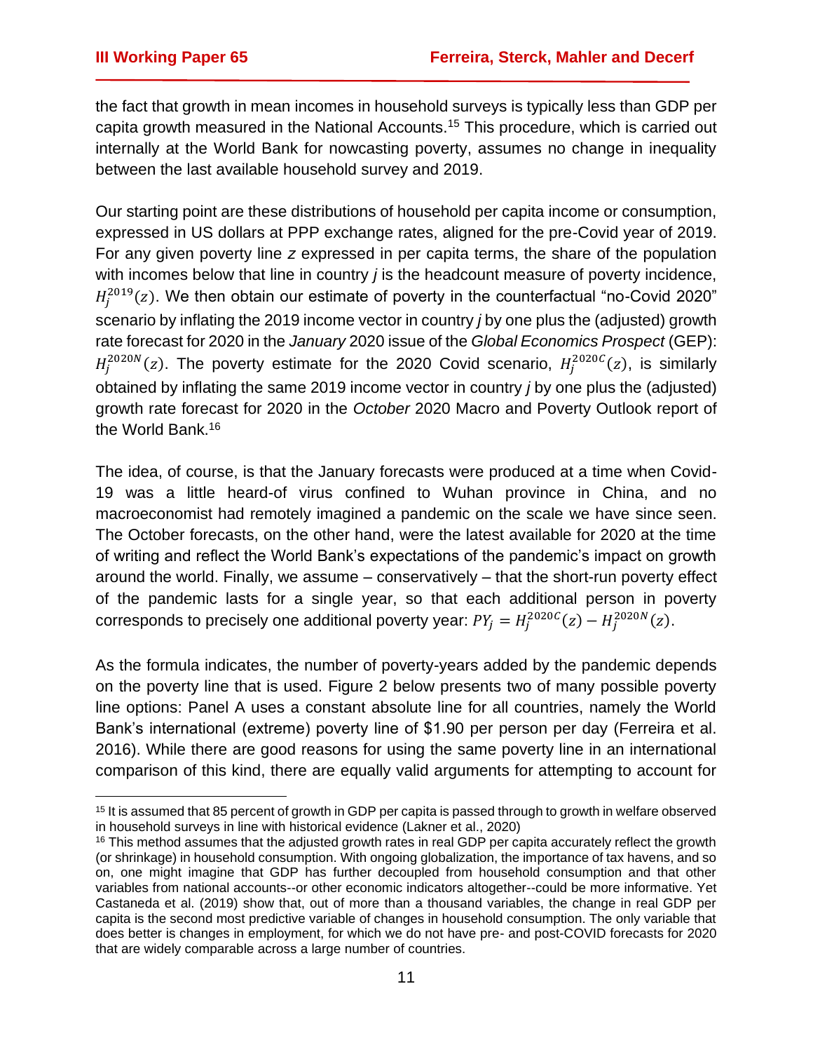the fact that growth in mean incomes in household surveys is typically less than GDP per capita growth measured in the National Accounts.[15] This procedure, which is carried out internally at the World Bank for nowcasting poverty, assumes no change in inequality between the last available household survey and 2019.

Our starting point are these distributions of household per capita income or consumption, expressed in US dollars at PPP exchange rates, aligned for the pre-Covid year of 2019. For any given poverty line $z$ expressed in per capita terms, the share of the population with incomes below that line in country $j$ is the headcount measure of poverty incidence, $H_j^{2019}(z)$. We then obtain our estimate of poverty in the counterfactual "no-Covid 2020" scenario by inflating the 2019 income vector in country $j$ by one plus the (adjusted) growth rate forecast for 2020 in the *January* 2020 issue of the *Global Economics Prospect* (GEP): $H_j^{2020N}(z)$. The poverty estimate for the 2020 Covid scenario, $H_j^{2020C}(z)$, is similarly obtained by inflating the same 2019 income vector in country $j$ by one plus the (adjusted) growth rate forecast for 2020 in the *October* 2020 Macro and Poverty Outlook report of the World Bank.[16]

The idea, of course, is that the January forecasts were produced at a time when Covid-19 was a little heard-of virus confined to Wuhan province in China, and no macroeconomist had remotely imagined a pandemic on the scale we have since seen. The October forecasts, on the other hand, were the latest available for 2020 at the time of writing and reflect the World Bank's expectations of the pandemic's impact on growth around the world. Finally, we assume – conservatively – that the short-run poverty effect of the pandemic lasts for a single year, so that each additional person in poverty corresponds to precisely one additional poverty year: $PY_j = H_j^{2020C}(z) - H_j^{2020N}(z)$.

As the formula indicates, the number of poverty-years added by the pandemic depends on the poverty line that is used. Figure 2 below presents two of many possible poverty line options: Panel A uses a constant absolute line for all countries, namely the World Bank's international (extreme) poverty line of \$1.90 per person per day (Ferreira et al. 2016). While there are good reasons for using the same poverty line in an international comparison of this kind, there are equally valid arguments for attempting to account for

---

[15] It is assumed that 85 percent of growth in GDP per capita is passed through to growth in welfare observed in household surveys in line with historical evidence (Lakner et al., 2020)

[16] This method assumes that the adjusted growth rates in real GDP per capita accurately reflect the growth (or shrinkage) in household consumption. With ongoing globalization, the importance of tax havens, and so on, one might imagine that GDP has further decoupled from household consumption and that other variables from national accounts--or other economic indicators altogether--could be more informative. Yet Castaneda et al. (2019) show that, out of more than a thousand variables, the change in real GDP per capita is the second most predictive variable of changes in household consumption. The only variable that does better is changes in employment, for which we do not have pre- and post-COVID forecasts for 2020 that are widely comparable across a large number of countries.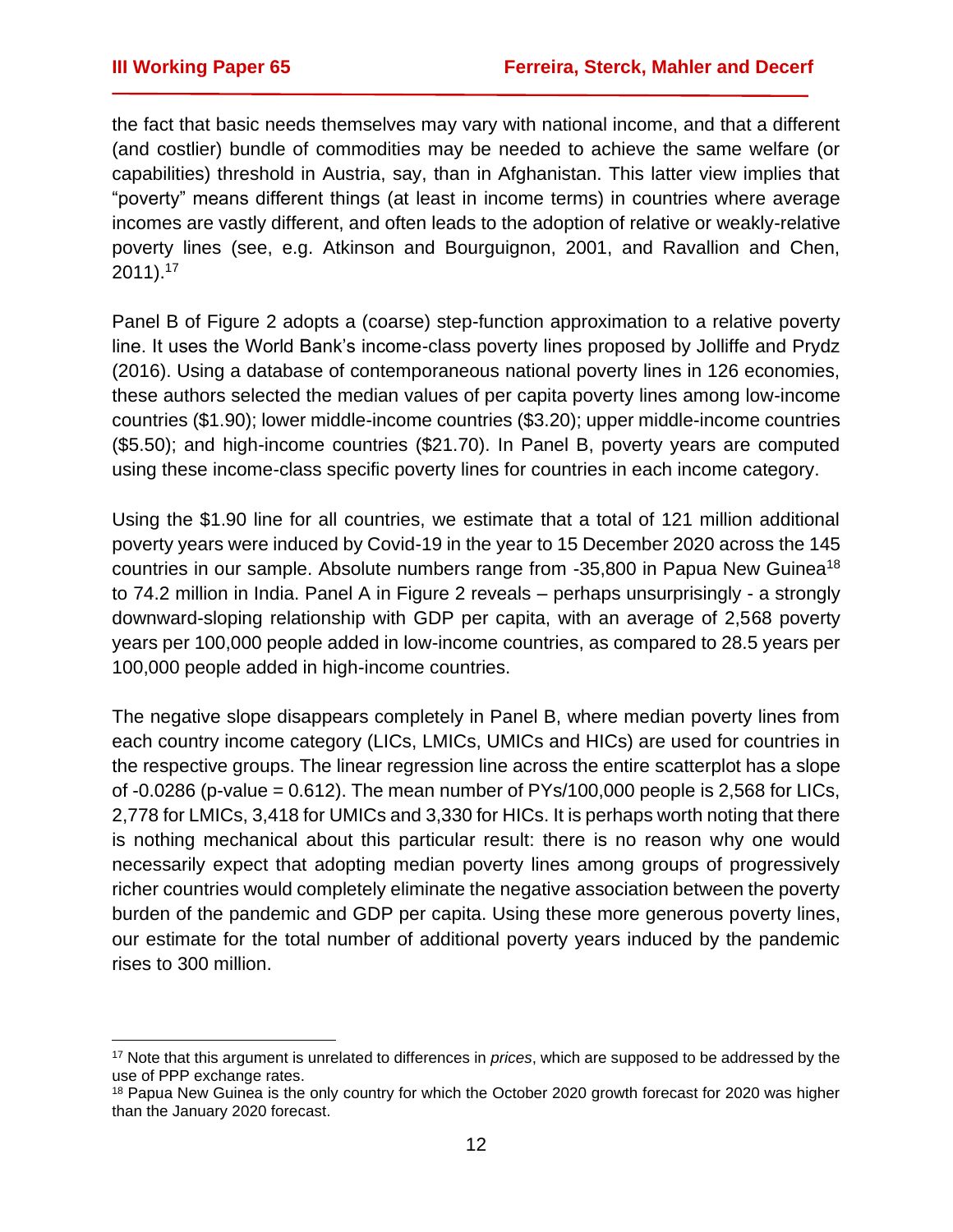the fact that basic needs themselves may vary with national income, and that a different (and costlier) bundle of commodities may be needed to achieve the same welfare (or capabilities) threshold in Austria, say, than in Afghanistan. This latter view implies that "poverty" means different things (at least in income terms) in countries where average incomes are vastly different, and often leads to the adoption of relative or weakly-relative poverty lines (see, e.g. Atkinson and Bourguignon, 2001, and Ravallion and Chen, 2011).[17]

Panel B of Figure 2 adopts a (coarse) step-function approximation to a relative poverty line. It uses the World Bank's income-class poverty lines proposed by Jolliffe and Prydz (2016). Using a database of contemporaneous national poverty lines in 126 economies, these authors selected the median values of per capita poverty lines among low-income countries ($1.90); lower middle-income countries ($3.20); upper middle-income countries ($5.50); and high-income countries ($21.70). In Panel B, poverty years are computed using these income-class specific poverty lines for countries in each income category.

Using the $1.90 line for all countries, we estimate that a total of 121 million additional poverty years were induced by Covid-19 in the year to 15 December 2020 across the 145 countries in our sample. Absolute numbers range from -35,800 in Papua New Guinea[18] to 74.2 million in India. Panel A in Figure 2 reveals – perhaps unsurprisingly - a strongly downward-sloping relationship with GDP per capita, with an average of 2,568 poverty years per 100,000 people added in low-income countries, as compared to 28.5 years per 100,000 people added in high-income countries.

The negative slope disappears completely in Panel B, where median poverty lines from each country income category (LICs, LMICs, UMICs and HICs) are used for countries in the respective groups. The linear regression line across the entire scatterplot has a slope of -0.0286 (p-value = 0.612). The mean number of PYs/100,000 people is 2,568 for LICs, 2,778 for LMICs, 3,418 for UMICs and 3,330 for HICs. It is perhaps worth noting that there is nothing mechanical about this particular result: there is no reason why one would necessarily expect that adopting median poverty lines among groups of progressively richer countries would completely eliminate the negative association between the poverty burden of the pandemic and GDP per capita. Using these more generous poverty lines, our estimate for the total number of additional poverty years induced by the pandemic rises to 300 million.

---

[17] Note that this argument is unrelated to differences in *prices*, which are supposed to be addressed by the use of PPP exchange rates.

[18] Papua New Guinea is the only country for which the October 2020 growth forecast for 2020 was higher than the January 2020 forecast.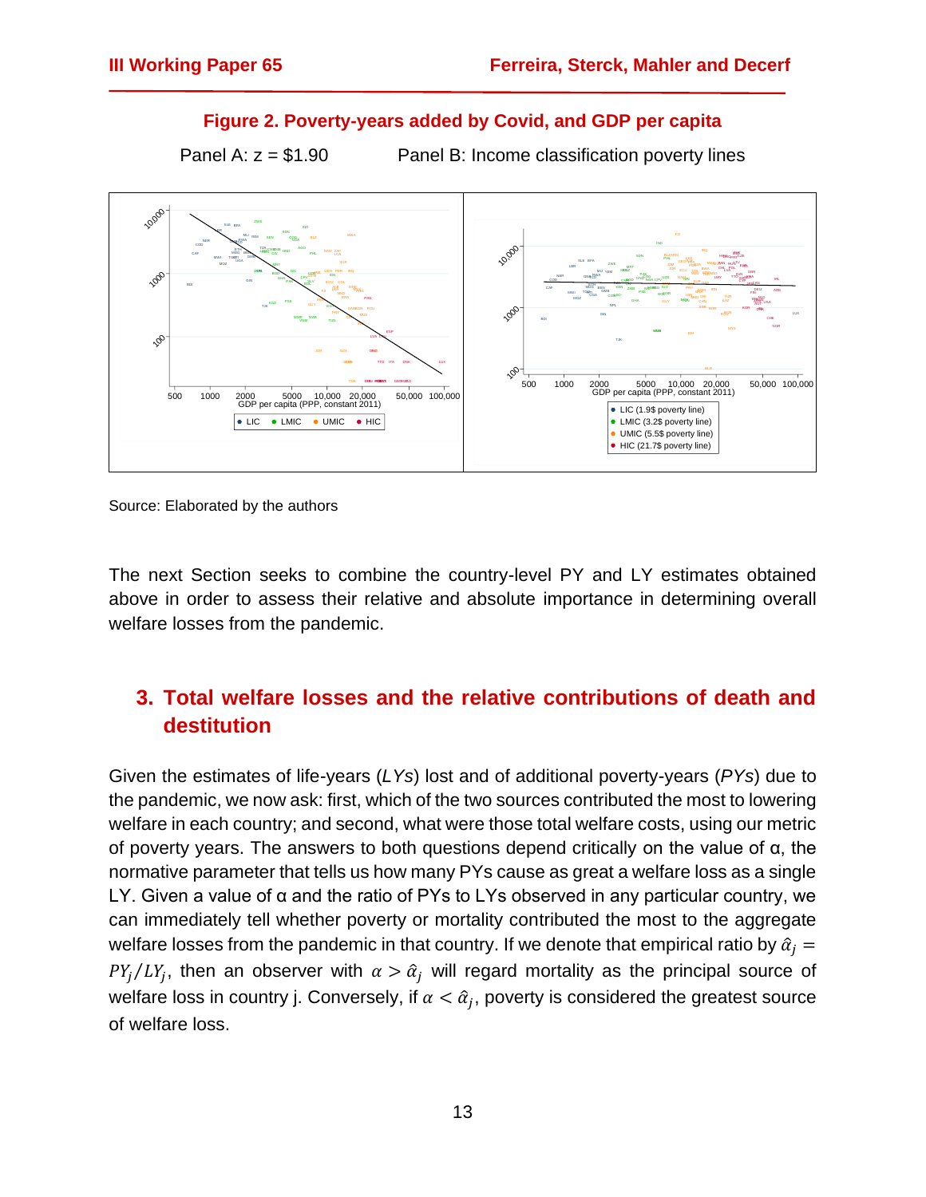**Figure 2. Poverty-years added by Covid, and GDP per capita**

Panel A: z = $1.90 Panel B: Income classification poverty lines

Source: Elaborated by the authors

The next Section seeks to combine the country-level PY and LY estimates obtained above in order to assess their relative and absolute importance in determining overall welfare losses from the pandemic.

## 3. Total welfare losses and the relative contributions of death and destitution

Given the estimates of life-years (*LYs*) lost and of additional poverty-years (*PYs*) due to the pandemic, we now ask: first, which of the two sources contributed the most to lowering welfare in each country; and second, what were those total welfare costs, using our metric of poverty years. The answers to both questions depend critically on the value of α, the normative parameter that tells us how many PYs cause as great a welfare loss as a single LY. Given a value of α and the ratio of PYs to LYs observed in any particular country, we can immediately tell whether poverty or mortality contributed the most to the aggregate welfare losses from the pandemic in that country. If we denote that empirical ratio by $\hat{\alpha}_j = PY_j/LY_j$, then an observer with $\alpha > \hat{\alpha}_j$ will regard mortality as the principal source of welfare loss in country j. Conversely, if $\alpha < \hat{\alpha}_j$, poverty is considered the greatest source of welfare loss.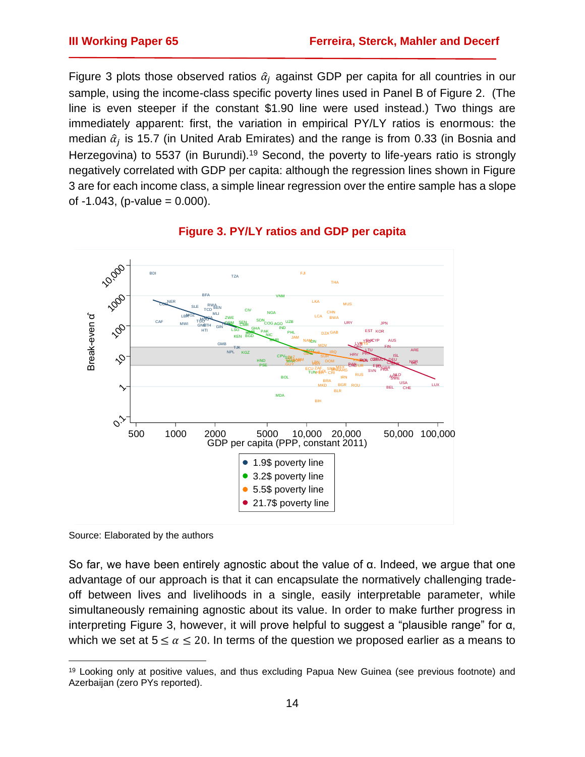Figure 3 plots those observed ratios $\hat{\alpha}_j$ against GDP per capita for all countries in our sample, using the income-class specific poverty lines used in Panel B of Figure 2. (The line is even steeper if the constant $1.90 line were used instead.) Two things are immediately apparent: first, the variation in empirical PY/LY ratios is enormous: the median $\hat{\alpha}_j$ is 15.7 (in United Arab Emirates) and the range is from 0.33 (in Bosnia and Herzegovina) to 5537 (in Burundi).[19] Second, the poverty to life-years ratio is strongly negatively correlated with GDP per capita: although the regression lines shown in Figure 3 are for each income class, a simple linear regression over the entire sample has a slope of -1.043, (p-value = 0.000).

**Figure 3. PY/LY ratios and GDP per capita**

Source: Elaborated by the authors

So far, we have been entirely agnostic about the value of α. Indeed, we argue that one advantage of our approach is that it can encapsulate the normatively challenging trade-off between lives and livelihoods in a single, easily interpretable parameter, while simultaneously remaining agnostic about its value. In order to make further progress in interpreting Figure 3, however, it will prove helpful to suggest a "plausible range" for α, which we set at $5 \leq \alpha \leq 20$. In terms of the question we proposed earlier as a means to

---

[19] Looking only at positive values, and thus excluding Papua New Guinea (see previous footnote) and Azerbaijan (zero PYs reported).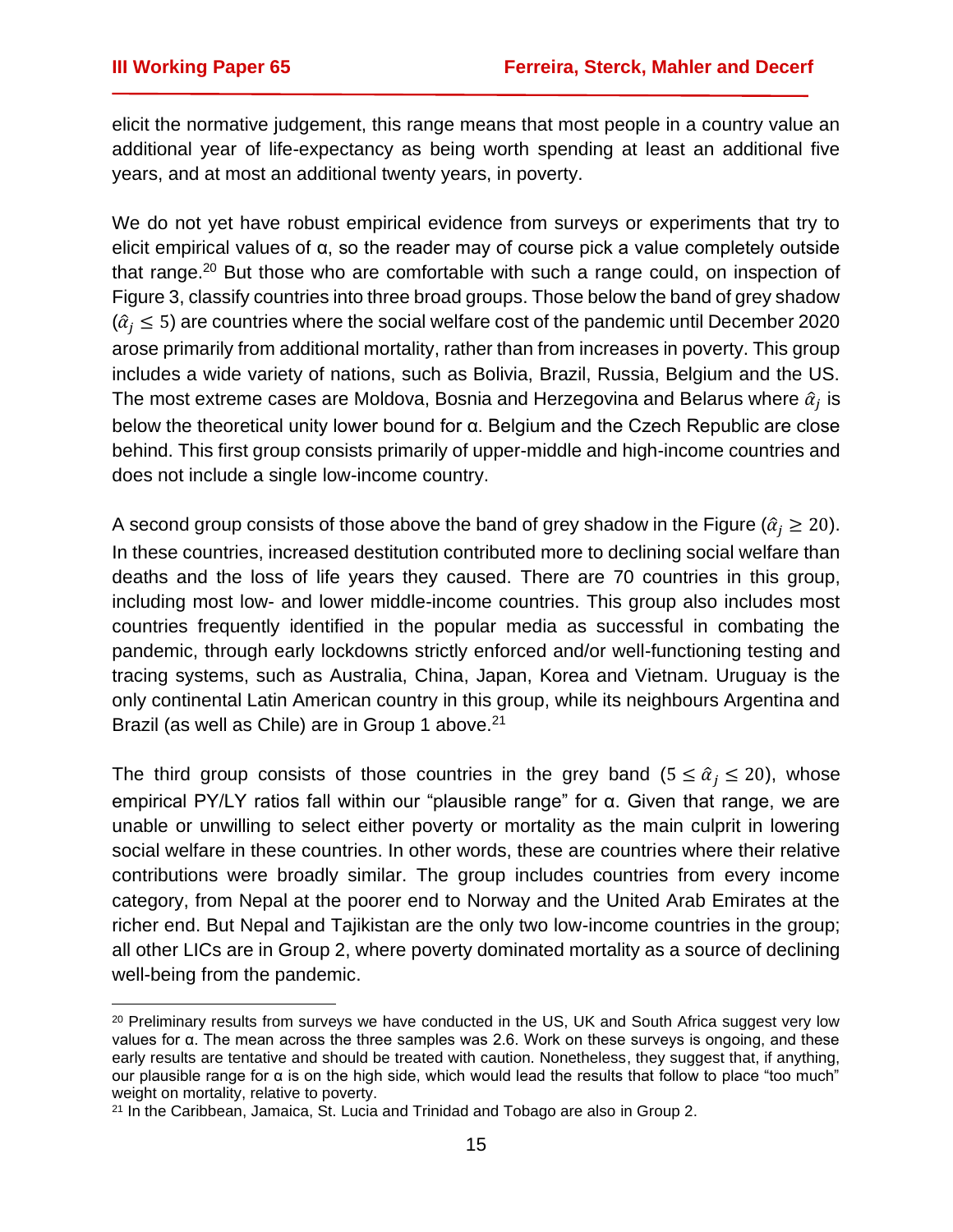elicit the normative judgement, this range means that most people in a country value an additional year of life-expectancy as being worth spending at least an additional five years, and at most an additional twenty years, in poverty.

We do not yet have robust empirical evidence from surveys or experiments that try to elicit empirical values of α, so the reader may of course pick a value completely outside that range.[20] But those who are comfortable with such a range could, on inspection of Figure 3, classify countries into three broad groups. Those below the band of grey shadow ($\hat{\alpha}_j \leq 5$) are countries where the social welfare cost of the pandemic until December 2020 arose primarily from additional mortality, rather than from increases in poverty. This group includes a wide variety of nations, such as Bolivia, Brazil, Russia, Belgium and the US. The most extreme cases are Moldova, Bosnia and Herzegovina and Belarus where $\hat{\alpha}_j$ is below the theoretical unity lower bound for α. Belgium and the Czech Republic are close behind. This first group consists primarily of upper-middle and high-income countries and does not include a single low-income country.

A second group consists of those above the band of grey shadow in the Figure ($\hat{\alpha}_j \geq 20$). In these countries, increased destitution contributed more to declining social welfare than deaths and the loss of life years they caused. There are 70 countries in this group, including most low- and lower middle-income countries. This group also includes most countries frequently identified in the popular media as successful in combating the pandemic, through early lockdowns strictly enforced and/or well-functioning testing and tracing systems, such as Australia, China, Japan, Korea and Vietnam. Uruguay is the only continental Latin American country in this group, while its neighbours Argentina and Brazil (as well as Chile) are in Group 1 above.[21]

The third group consists of those countries in the grey band ($5 \leq \hat{\alpha}_j \leq 20$), whose empirical PY/LY ratios fall within our "plausible range" for α. Given that range, we are unable or unwilling to select either poverty or mortality as the main culprit in lowering social welfare in these countries. In other words, these are countries where their relative contributions were broadly similar. The group includes countries from every income category, from Nepal at the poorer end to Norway and the United Arab Emirates at the richer end. But Nepal and Tajikistan are the only two low-income countries in the group; all other LICs are in Group 2, where poverty dominated mortality as a source of declining well-being from the pandemic.

---

[20] Preliminary results from surveys we have conducted in the US, UK and South Africa suggest very low values for α. The mean across the three samples was 2.6. Work on these surveys is ongoing, and these early results are tentative and should be treated with caution. Nonetheless, they suggest that, if anything, our plausible range for α is on the high side, which would lead the results that follow to place "too much" weight on mortality, relative to poverty.

[21] In the Caribbean, Jamaica, St. Lucia and Trinidad and Tobago are also in Group 2.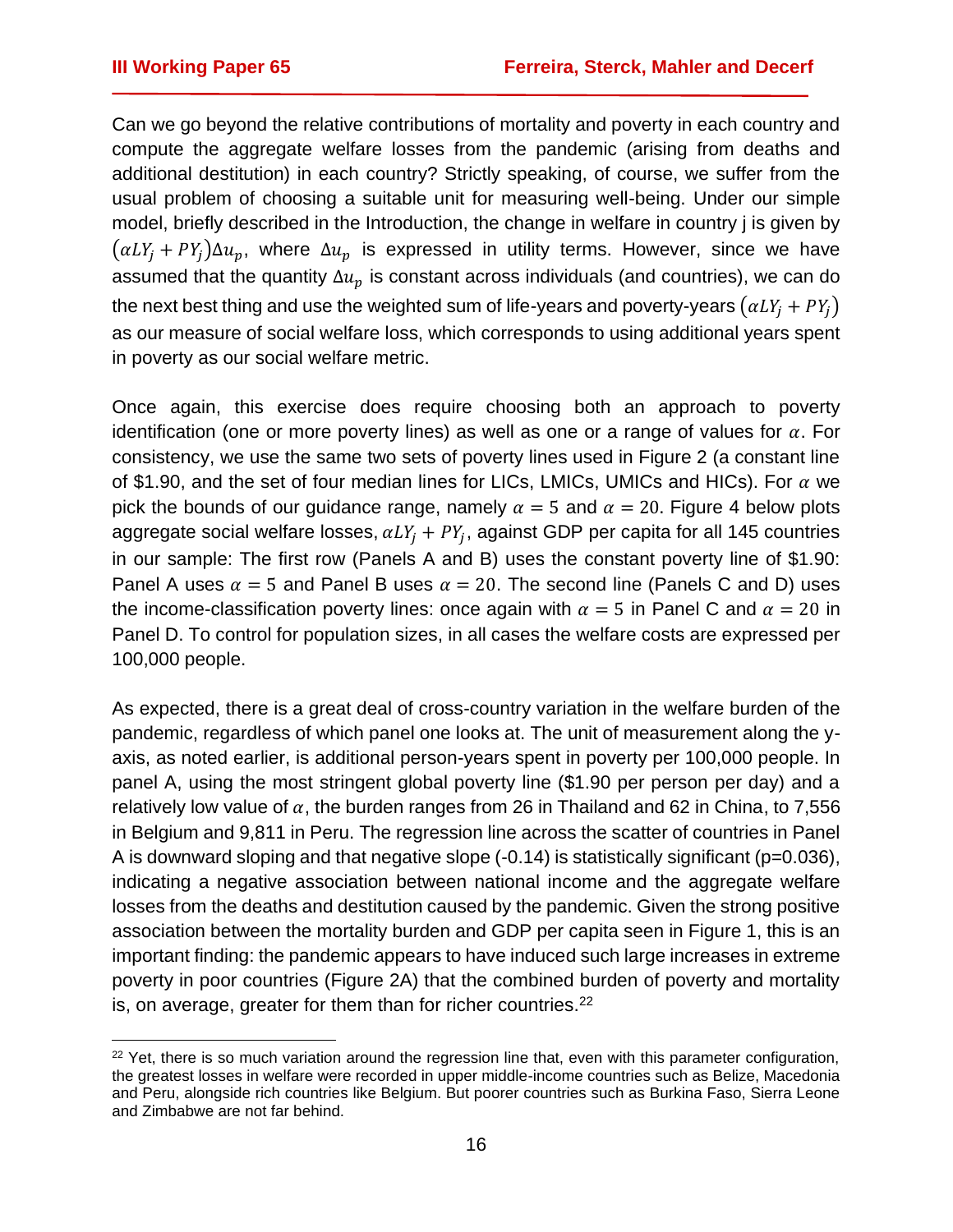Can we go beyond the relative contributions of mortality and poverty in each country and compute the aggregate welfare losses from the pandemic (arising from deaths and additional destitution) in each country? Strictly speaking, of course, we suffer from the usual problem of choosing a suitable unit for measuring well-being. Under our simple model, briefly described in the Introduction, the change in welfare in country j is given by $(\alpha LY_j + PY_j)\Delta u_p$, where $\Delta u_p$ is expressed in utility terms. However, since we have assumed that the quantity $\Delta u_p$ is constant across individuals (and countries), we can do the next best thing and use the weighted sum of life-years and poverty-years $(\alpha LY_j + PY_j)$ as our measure of social welfare loss, which corresponds to using additional years spent in poverty as our social welfare metric.

Once again, this exercise does require choosing both an approach to poverty identification (one or more poverty lines) as well as one or a range of values for $\alpha$. For consistency, we use the same two sets of poverty lines used in Figure 2 (a constant line of \$1.90, and the set of four median lines for LICs, LMICs, UMICs and HICs). For $\alpha$ we pick the bounds of our guidance range, namely $\alpha = 5$ and $\alpha = 20$. Figure 4 below plots aggregate social welfare losses, $\alpha LY_j + PY_j$, against GDP per capita for all 145 countries in our sample: The first row (Panels A and B) uses the constant poverty line of \$1.90: Panel A uses $\alpha = 5$ and Panel B uses $\alpha = 20$. The second line (Panels C and D) uses the income-classification poverty lines: once again with $\alpha = 5$ in Panel C and $\alpha = 20$ in Panel D. To control for population sizes, in all cases the welfare costs are expressed per 100,000 people.

As expected, there is a great deal of cross-country variation in the welfare burden of the pandemic, regardless of which panel one looks at. The unit of measurement along the y-axis, as noted earlier, is additional person-years spent in poverty per 100,000 people. In panel A, using the most stringent global poverty line (\$1.90 per person per day) and a relatively low value of $\alpha$, the burden ranges from 26 in Thailand and 62 in China, to 7,556 in Belgium and 9,811 in Peru. The regression line across the scatter of countries in Panel A is downward sloping and that negative slope (-0.14) is statistically significant (p=0.036), indicating a negative association between national income and the aggregate welfare losses from the deaths and destitution caused by the pandemic. Given the strong positive association between the mortality burden and GDP per capita seen in Figure 1, this is an important finding: the pandemic appears to have induced such large increases in extreme poverty in poor countries (Figure 2A) that the combined burden of poverty and mortality is, on average, greater for them than for richer countries.[22]

[22] Yet, there is so much variation around the regression line that, even with this parameter configuration, the greatest losses in welfare were recorded in upper middle-income countries such as Belize, Macedonia and Peru, alongside rich countries like Belgium. But poorer countries such as Burkina Faso, Sierra Leone and Zimbabwe are not far behind.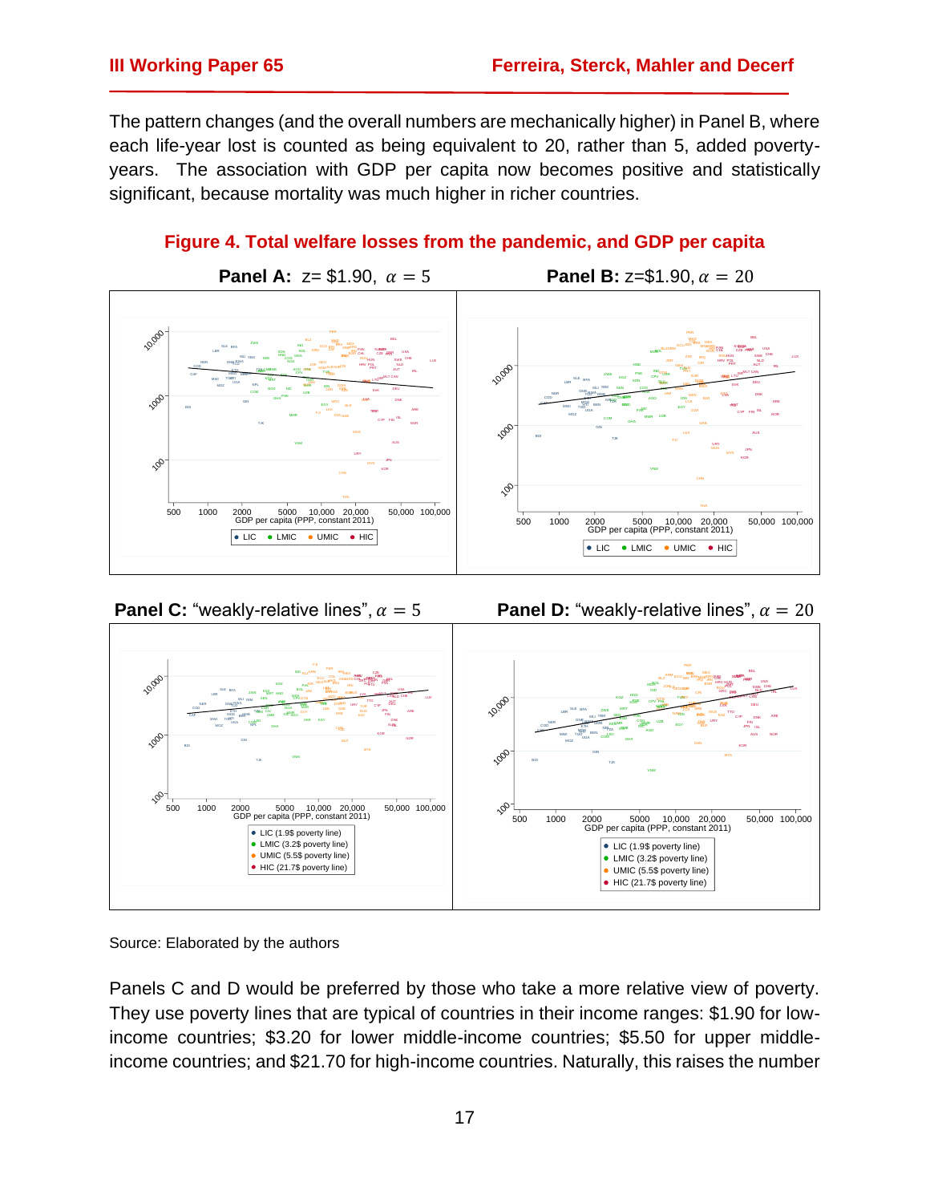The pattern changes (and the overall numbers are mechanically higher) in Panel B, where each life-year lost is counted as being equivalent to 20, rather than 5, added poverty-years. The association with GDP per capita now becomes positive and statistically significant, because mortality was much higher in richer countries.

**Figure 4. Total welfare losses from the pandemic, and GDP per capita**

**Panel A:** z= $1.90, $\alpha = 5$

**Panel B:** z=$1.90, $\alpha = 20$

**Panel C:** "weakly-relative lines", $\alpha = 5$

**Panel D:** "weakly-relative lines", $\alpha = 20$

Source: Elaborated by the authors

Panels C and D would be preferred by those who take a more relative view of poverty. They use poverty lines that are typical of countries in their income ranges: $1.90 for low-income countries; $3.20 for lower middle-income countries; $5.50 for upper middle-income countries; and $21.70 for high-income countries. Naturally, this raises the number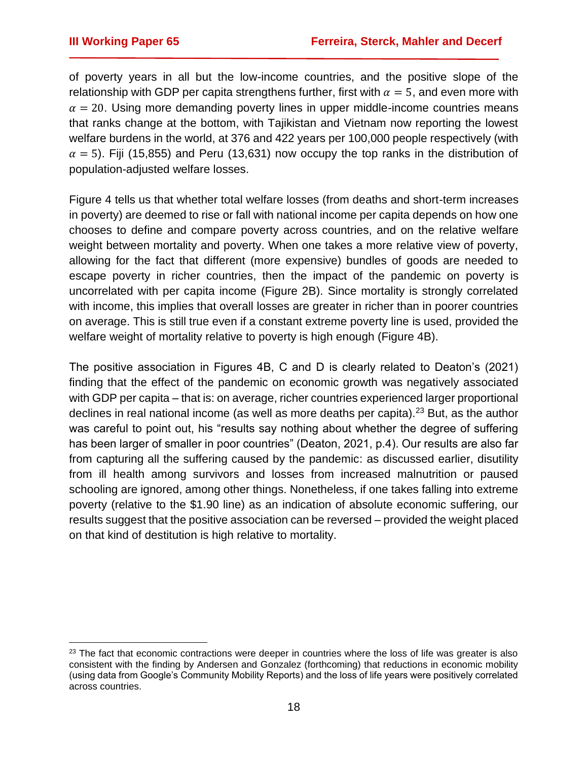of poverty years in all but the low-income countries, and the positive slope of the relationship with GDP per capita strengthens further, first with $\alpha = 5$, and even more with $\alpha = 20$. Using more demanding poverty lines in upper middle-income countries means that ranks change at the bottom, with Tajikistan and Vietnam now reporting the lowest welfare burdens in the world, at 376 and 422 years per 100,000 people respectively (with $\alpha = 5$). Fiji (15,855) and Peru (13,631) now occupy the top ranks in the distribution of population-adjusted welfare losses.

Figure 4 tells us that whether total welfare losses (from deaths and short-term increases in poverty) are deemed to rise or fall with national income per capita depends on how one chooses to define and compare poverty across countries, and on the relative welfare weight between mortality and poverty. When one takes a more relative view of poverty, allowing for the fact that different (more expensive) bundles of goods are needed to escape poverty in richer countries, then the impact of the pandemic on poverty is uncorrelated with per capita income (Figure 2B). Since mortality is strongly correlated with income, this implies that overall losses are greater in richer than in poorer countries on average. This is still true even if a constant extreme poverty line is used, provided the welfare weight of mortality relative to poverty is high enough (Figure 4B).

The positive association in Figures 4B, C and D is clearly related to Deaton's (2021) finding that the effect of the pandemic on economic growth was negatively associated with GDP per capita – that is: on average, richer countries experienced larger proportional declines in real national income (as well as more deaths per capita).[23] But, as the author was careful to point out, his "results say nothing about whether the degree of suffering has been larger of smaller in poor countries" (Deaton, 2021, p.4). Our results are also far from capturing all the suffering caused by the pandemic: as discussed earlier, disutility from ill health among survivors and losses from increased malnutrition or paused schooling are ignored, among other things. Nonetheless, if one takes falling into extreme poverty (relative to the \$1.90 line) as an indication of absolute economic suffering, our results suggest that the positive association can be reversed – provided the weight placed on that kind of destitution is high relative to mortality.

---

[23] The fact that economic contractions were deeper in countries where the loss of life was greater is also consistent with the finding by Andersen and Gonzalez (forthcoming) that reductions in economic mobility (using data from Google's Community Mobility Reports) and the loss of life years were positively correlated across countries.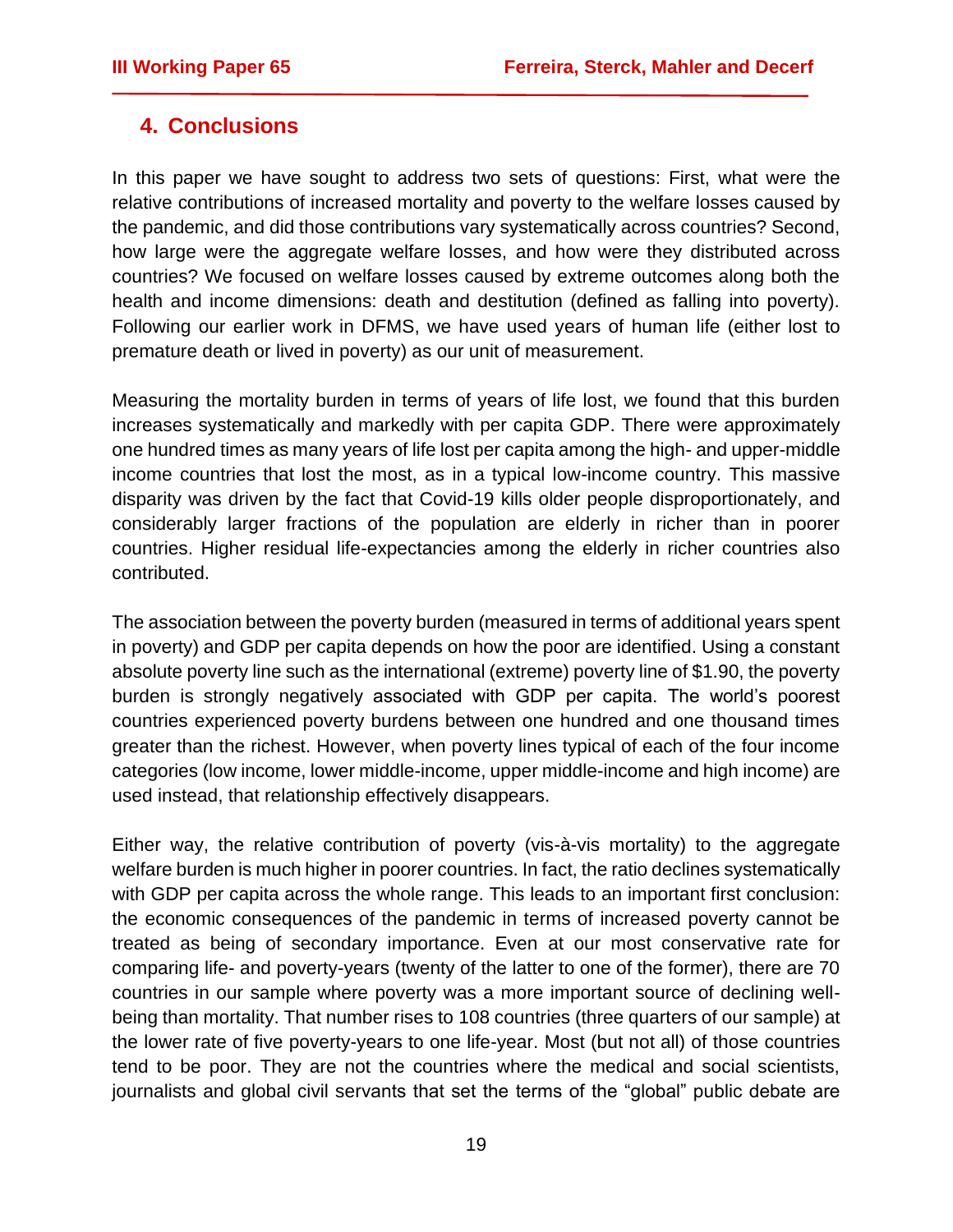## 4. Conclusions

In this paper we have sought to address two sets of questions: First, what were the relative contributions of increased mortality and poverty to the welfare losses caused by the pandemic, and did those contributions vary systematically across countries? Second, how large were the aggregate welfare losses, and how were they distributed across countries? We focused on welfare losses caused by extreme outcomes along both the health and income dimensions: death and destitution (defined as falling into poverty). Following our earlier work in DFMS, we have used years of human life (either lost to premature death or lived in poverty) as our unit of measurement.

Measuring the mortality burden in terms of years of life lost, we found that this burden increases systematically and markedly with per capita GDP. There were approximately one hundred times as many years of life lost per capita among the high- and upper-middle income countries that lost the most, as in a typical low-income country. This massive disparity was driven by the fact that Covid-19 kills older people disproportionately, and considerably larger fractions of the population are elderly in richer than in poorer countries. Higher residual life-expectancies among the elderly in richer countries also contributed.

The association between the poverty burden (measured in terms of additional years spent in poverty) and GDP per capita depends on how the poor are identified. Using a constant absolute poverty line such as the international (extreme) poverty line of $1.90, the poverty burden is strongly negatively associated with GDP per capita. The world's poorest countries experienced poverty burdens between one hundred and one thousand times greater than the richest. However, when poverty lines typical of each of the four income categories (low income, lower middle-income, upper middle-income and high income) are used instead, that relationship effectively disappears.

Either way, the relative contribution of poverty (vis-à-vis mortality) to the aggregate welfare burden is much higher in poorer countries. In fact, the ratio declines systematically with GDP per capita across the whole range. This leads to an important first conclusion: the economic consequences of the pandemic in terms of increased poverty cannot be treated as being of secondary importance. Even at our most conservative rate for comparing life- and poverty-years (twenty of the latter to one of the former), there are 70 countries in our sample where poverty was a more important source of declining well-being than mortality. That number rises to 108 countries (three quarters of our sample) at the lower rate of five poverty-years to one life-year. Most (but not all) of those countries tend to be poor. They are not the countries where the medical and social scientists, journalists and global civil servants that set the terms of the "global" public debate are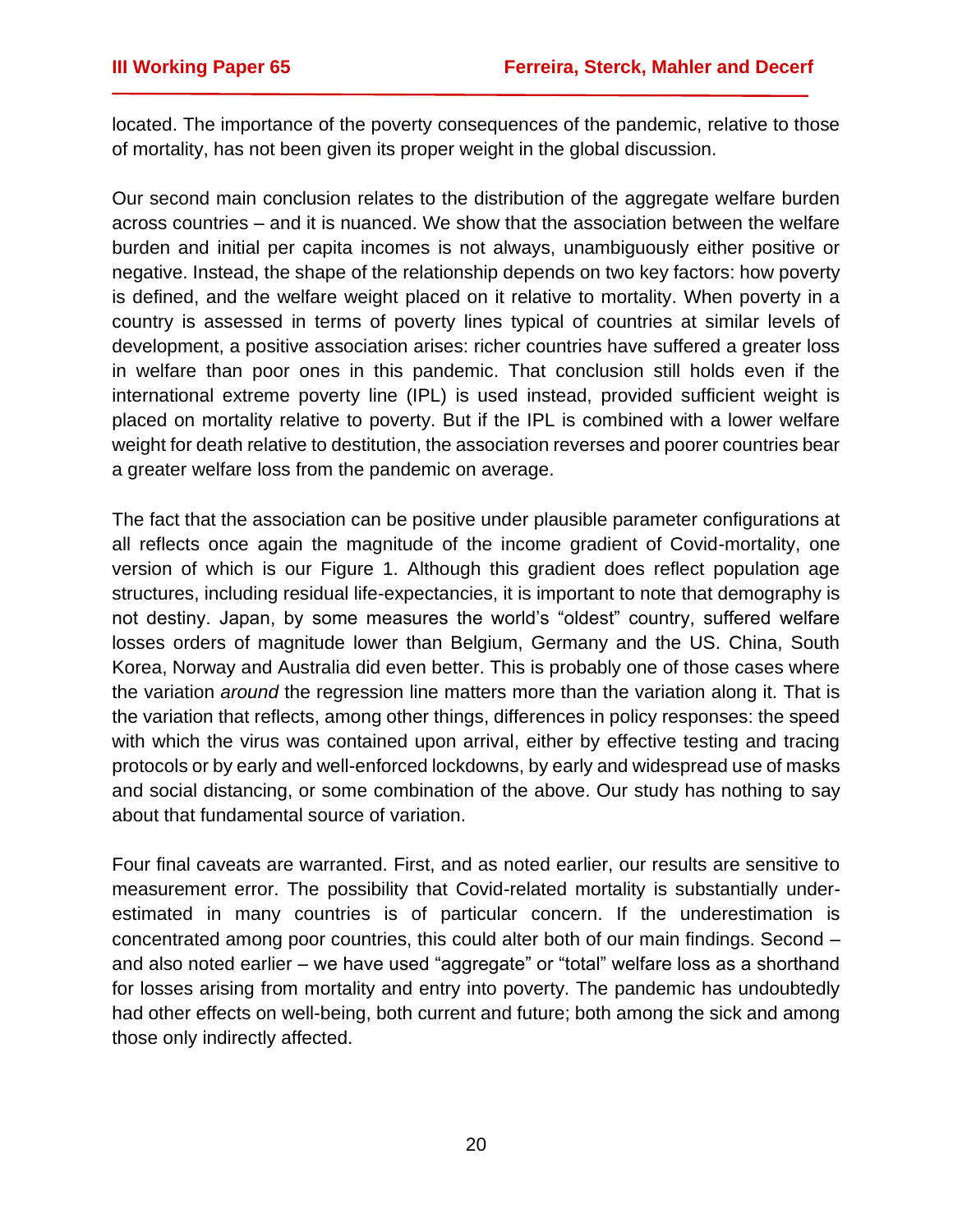located. The importance of the poverty consequences of the pandemic, relative to those of mortality, has not been given its proper weight in the global discussion.

Our second main conclusion relates to the distribution of the aggregate welfare burden across countries – and it is nuanced. We show that the association between the welfare burden and initial per capita incomes is not always, unambiguously either positive or negative. Instead, the shape of the relationship depends on two key factors: how poverty is defined, and the welfare weight placed on it relative to mortality. When poverty in a country is assessed in terms of poverty lines typical of countries at similar levels of development, a positive association arises: richer countries have suffered a greater loss in welfare than poor ones in this pandemic. That conclusion still holds even if the international extreme poverty line (IPL) is used instead, provided sufficient weight is placed on mortality relative to poverty. But if the IPL is combined with a lower welfare weight for death relative to destitution, the association reverses and poorer countries bear a greater welfare loss from the pandemic on average.

The fact that the association can be positive under plausible parameter configurations at all reflects once again the magnitude of the income gradient of Covid-mortality, one version of which is our Figure 1. Although this gradient does reflect population age structures, including residual life-expectancies, it is important to note that demography is not destiny. Japan, by some measures the world's "oldest" country, suffered welfare losses orders of magnitude lower than Belgium, Germany and the US. China, South Korea, Norway and Australia did even better. This is probably one of those cases where the variation *around* the regression line matters more than the variation along it. That is the variation that reflects, among other things, differences in policy responses: the speed with which the virus was contained upon arrival, either by effective testing and tracing protocols or by early and well-enforced lockdowns, by early and widespread use of masks and social distancing, or some combination of the above. Our study has nothing to say about that fundamental source of variation.

Four final caveats are warranted. First, and as noted earlier, our results are sensitive to measurement error. The possibility that Covid-related mortality is substantially under-estimated in many countries is of particular concern. If the underestimation is concentrated among poor countries, this could alter both of our main findings. Second – and also noted earlier – we have used "aggregate" or "total" welfare loss as a shorthand for losses arising from mortality and entry into poverty. The pandemic has undoubtedly had other effects on well-being, both current and future; both among the sick and among those only indirectly affected.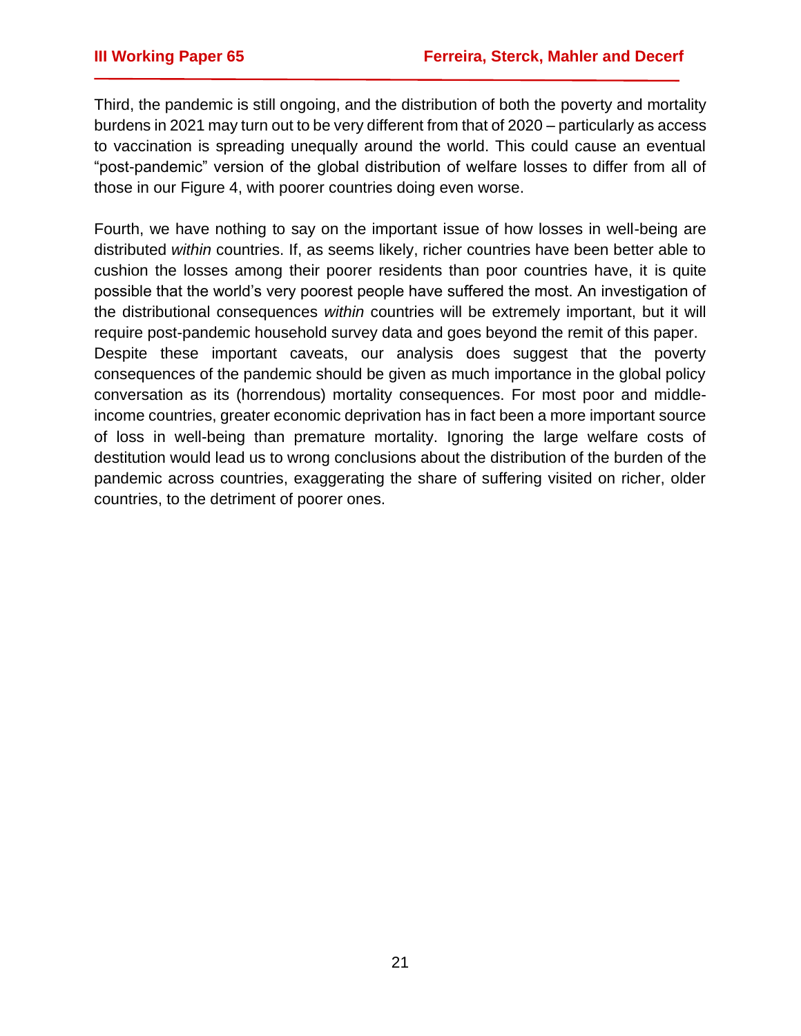Third, the pandemic is still ongoing, and the distribution of both the poverty and mortality burdens in 2021 may turn out to be very different from that of 2020 – particularly as access to vaccination is spreading unequally around the world. This could cause an eventual "post-pandemic" version of the global distribution of welfare losses to differ from all of those in our Figure 4, with poorer countries doing even worse.

Fourth, we have nothing to say on the important issue of how losses in well-being are distributed *within* countries. If, as seems likely, richer countries have been better able to cushion the losses among their poorer residents than poor countries have, it is quite possible that the world's very poorest people have suffered the most. An investigation of the distributional consequences *within* countries will be extremely important, but it will require post-pandemic household survey data and goes beyond the remit of this paper.

Despite these important caveats, our analysis does suggest that the poverty consequences of the pandemic should be given as much importance in the global policy conversation as its (horrendous) mortality consequences. For most poor and middle-income countries, greater economic deprivation has in fact been a more important source of loss in well-being than premature mortality. Ignoring the large welfare costs of destitution would lead us to wrong conclusions about the distribution of the burden of the pandemic across countries, exaggerating the share of suffering visited on richer, older countries, to the detriment of poorer ones.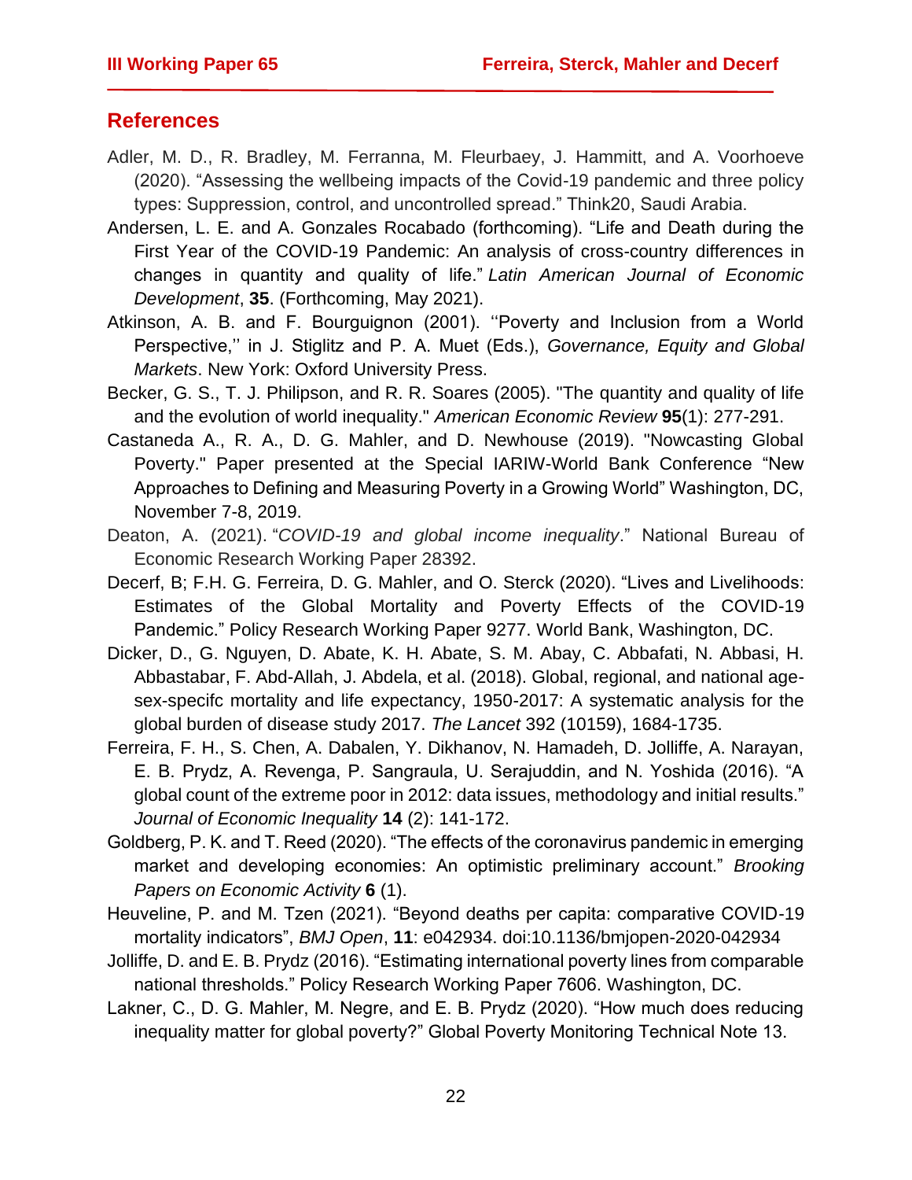## References

Adler, M. D., R. Bradley, M. Ferranna, M. Fleurbaey, J. Hammitt, and A. Voorhoeve (2020). "Assessing the wellbeing impacts of the Covid-19 pandemic and three policy types: Suppression, control, and uncontrolled spread." Think20, Saudi Arabia.

Andersen, L. E. and A. Gonzales Rocabado (forthcoming). "Life and Death during the First Year of the COVID-19 Pandemic: An analysis of cross-country differences in changes in quantity and quality of life." *Latin American Journal of Economic Development*, **35**. (Forthcoming, May 2021).

Atkinson, A. B. and F. Bourguignon (2001). ''Poverty and Inclusion from a World Perspective,'' in J. Stiglitz and P. A. Muet (Eds.), *Governance, Equity and Global Markets*. New York: Oxford University Press.

Becker, G. S., T. J. Philipson, and R. R. Soares (2005). "The quantity and quality of life and the evolution of world inequality." *American Economic Review* **95**(1): 277-291.

Castaneda A., R. A., D. G. Mahler, and D. Newhouse (2019). "Nowcasting Global Poverty." Paper presented at the Special IARIW-World Bank Conference "New Approaches to Defining and Measuring Poverty in a Growing World" Washington, DC, November 7-8, 2019.

Deaton, A. (2021). "*COVID-19 and global income inequality*." National Bureau of Economic Research Working Paper 28392.

Decerf, B; F.H. G. Ferreira, D. G. Mahler, and O. Sterck (2020). "Lives and Livelihoods: Estimates of the Global Mortality and Poverty Effects of the COVID-19 Pandemic." Policy Research Working Paper 9277. World Bank, Washington, DC.

Dicker, D., G. Nguyen, D. Abate, K. H. Abate, S. M. Abay, C. Abbafati, N. Abbasi, H. Abbastabar, F. Abd-Allah, J. Abdela, et al. (2018). Global, regional, and national age-sex-specifc mortality and life expectancy, 1950-2017: A systematic analysis for the global burden of disease study 2017. *The Lancet* 392 (10159), 1684-1735.

Ferreira, F. H., S. Chen, A. Dabalen, Y. Dikhanov, N. Hamadeh, D. Jolliffe, A. Narayan, E. B. Prydz, A. Revenga, P. Sangraula, U. Serajuddin, and N. Yoshida (2016). "A global count of the extreme poor in 2012: data issues, methodology and initial results." *Journal of Economic Inequality* **14** (2): 141-172.

Goldberg, P. K. and T. Reed (2020). "The effects of the coronavirus pandemic in emerging market and developing economies: An optimistic preliminary account." *Brooking Papers on Economic Activity* **6** (1).

Heuveline, P. and M. Tzen (2021). "Beyond deaths per capita: comparative COVID-19 mortality indicators", *BMJ Open*, **11**: e042934. doi:10.1136/bmjopen-2020-042934

Jolliffe, D. and E. B. Prydz (2016). "Estimating international poverty lines from comparable national thresholds." Policy Research Working Paper 7606. Washington, DC.

Lakner, C., D. G. Mahler, M. Negre, and E. B. Prydz (2020). "How much does reducing inequality matter for global poverty?" Global Poverty Monitoring Technical Note 13.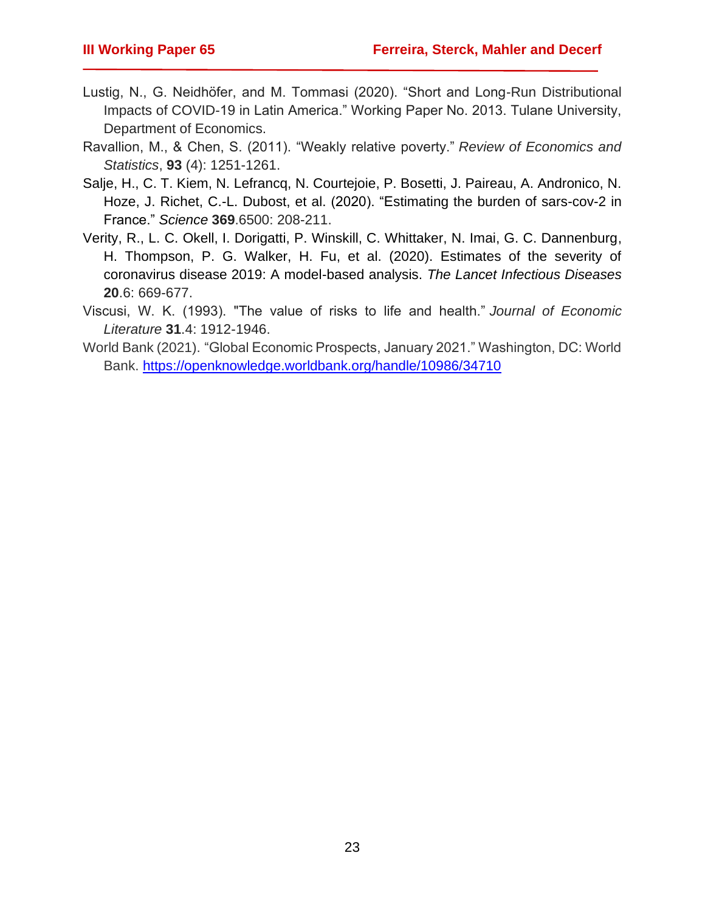Lustig, N., G. Neidhöfer, and M. Tommasi (2020). "Short and Long-Run Distributional Impacts of COVID-19 in Latin America." Working Paper No. 2013. Tulane University, Department of Economics.

Ravallion, M., & Chen, S. (2011). "Weakly relative poverty." *Review of Economics and Statistics*, **93** (4): 1251-1261.

Salje, H., C. T. Kiem, N. Lefrancq, N. Courtejoie, P. Bosetti, J. Paireau, A. Andronico, N. Hoze, J. Richet, C.-L. Dubost, et al. (2020). "Estimating the burden of sars-cov-2 in France." *Science* **369**.6500: 208-211.

Verity, R., L. C. Okell, I. Dorigatti, P. Winskill, C. Whittaker, N. Imai, G. C. Dannenburg, H. Thompson, P. G. Walker, H. Fu, et al. (2020). Estimates of the severity of coronavirus disease 2019: A model-based analysis. *The Lancet Infectious Diseases* **20**.6: 669-677.

Viscusi, W. K. (1993). "The value of risks to life and health." *Journal of Economic Literature* **31**.4: 1912-1946.

World Bank (2021). "Global Economic Prospects, January 2021." Washington, DC: World Bank. https://openknowledge.worldbank.org/handle/10986/34710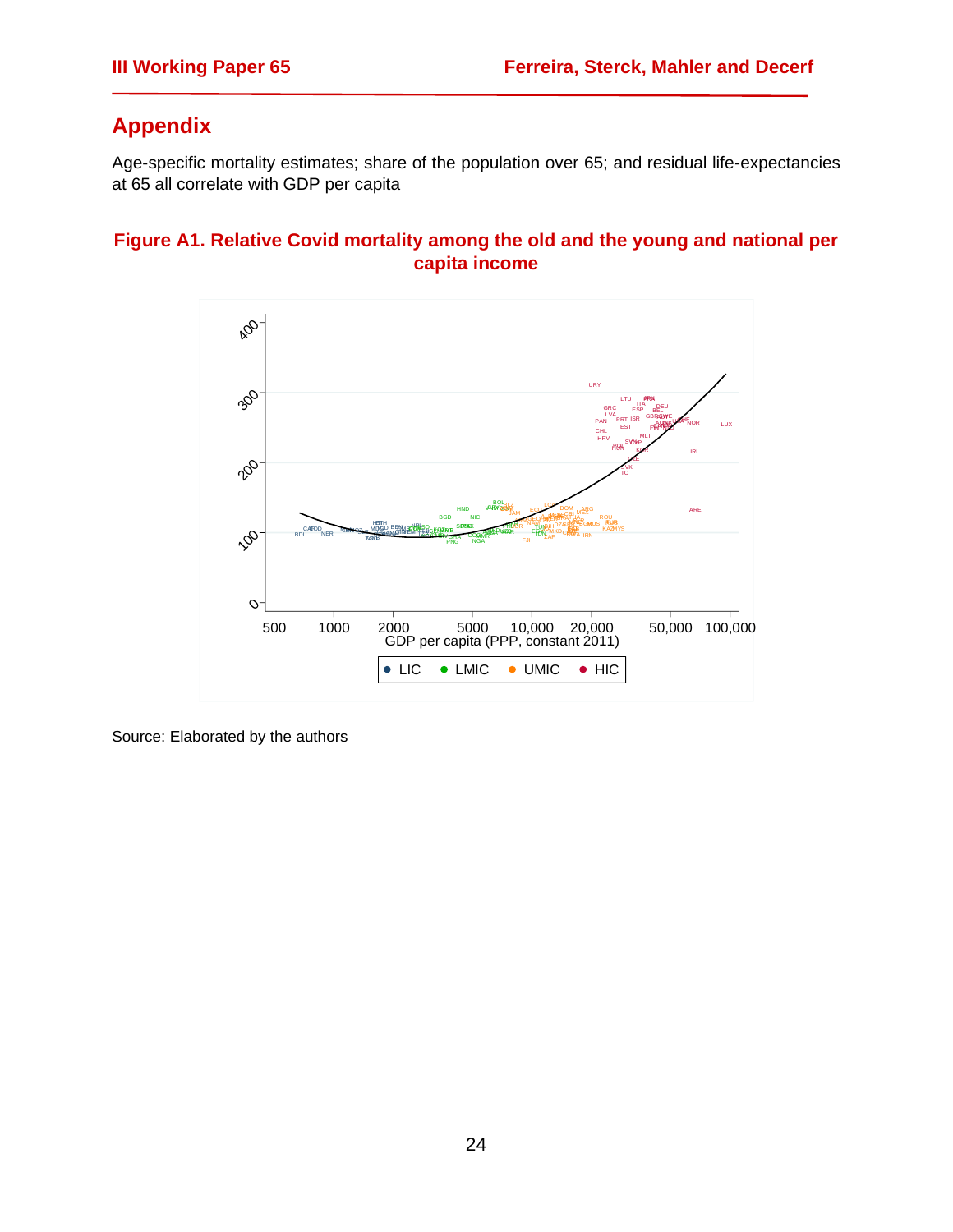## Appendix

Age-specific mortality estimates; share of the population over 65; and residual life-expectancies at 65 all correlate with GDP per capita

**Figure A1. Relative Covid mortality among the old and the young and national per capita income**

Source: Elaborated by the authors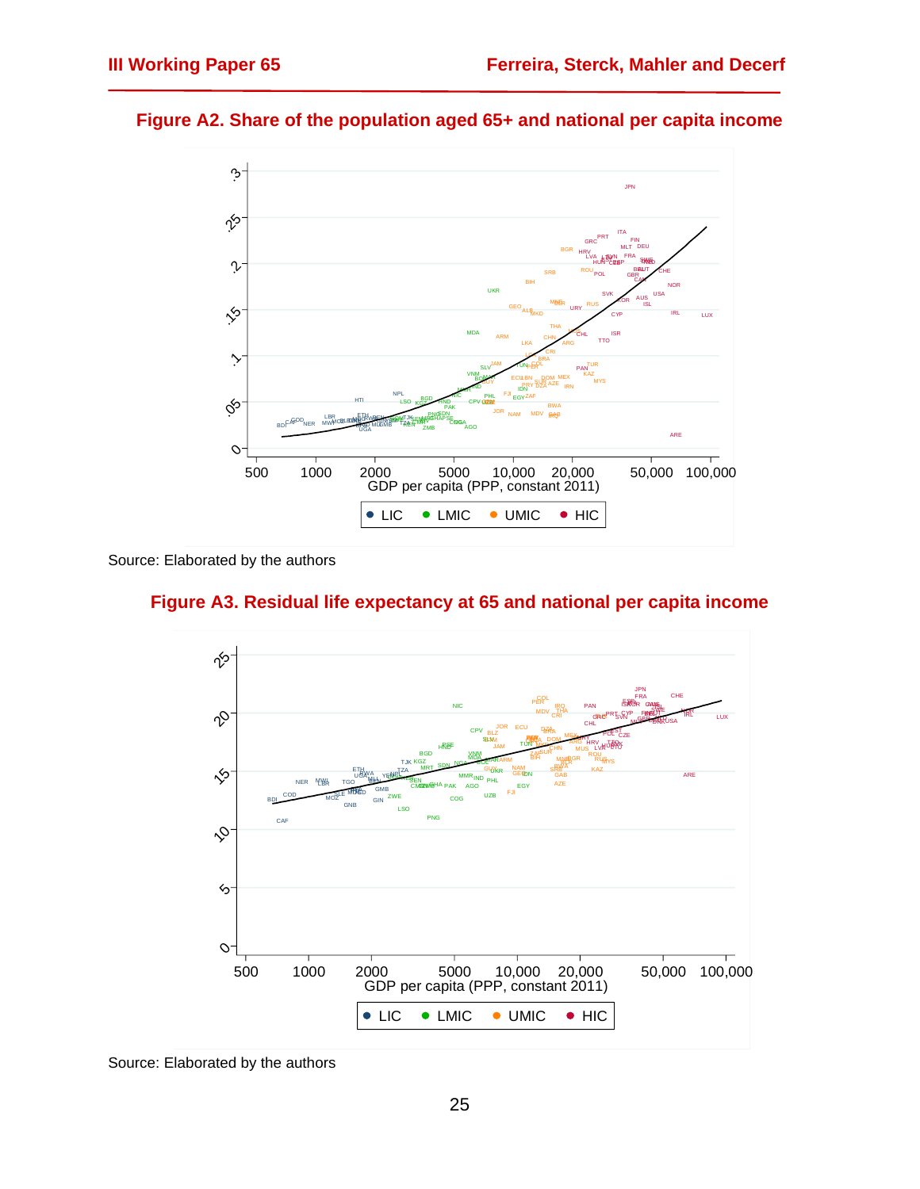**Figure A2. Share of the population aged 65+ and national per capita income**

.3
.25
.2
.15
.1
.05
0

500 1000 2000 5000 10,000 20,000 50,000 100,000

GDP per capita (PPP, constant 2011)

LIC LMIC UMIC HIC

Source: Elaborated by the authors

**Figure A3. Residual life expectancy at 65 and national per capita income**

25
20
15
10
5
0

500 1000 2000 5000 10,000 20,000 50,000 100,000

GDP per capita (PPP, constant 2011)

LIC LMIC UMIC HIC

Source: Elaborated by the authors